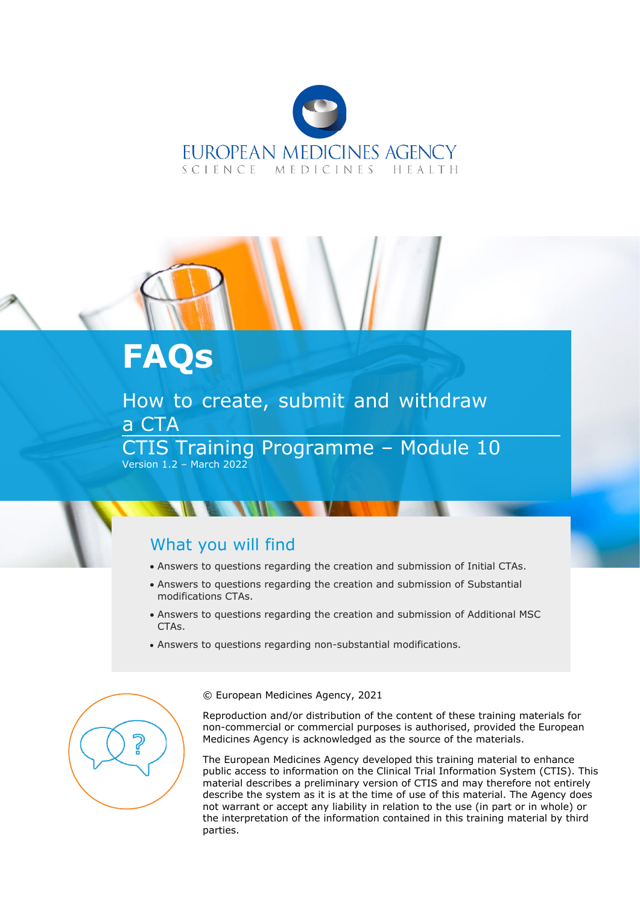EUROPEAN MEDICINES AGENCY

SCIENCE MEDICINES HEALTH

# FAQs

## How to create, submit and withdraw a CTA

## CTIS Training Programme – Module 10

Version 1.2 – March 2022

### What you will find

- Answers to questions regarding the creation and submission of Initial CTAs.
- Answers to questions regarding the creation and submission of Substantial modifications CTAs.
- Answers to questions regarding the creation and submission of Additional MSC CTAs.
- Answers to questions regarding non-substantial modifications.

© European Medicines Agency, 2021

Reproduction and/or distribution of the content of these training materials for non-commercial or commercial purposes is authorised, provided the European Medicines Agency is acknowledged as the source of the materials.

The European Medicines Agency developed this training material to enhance public access to information on the Clinical Trial Information System (CTIS). This material describes a preliminary version of CTIS and may therefore not entirely describe the system as it is at the time of use of this material. The Agency does not warrant or accept any liability in relation to the use (in part or in whole) or the interpretation of the information contained in this training material by third parties.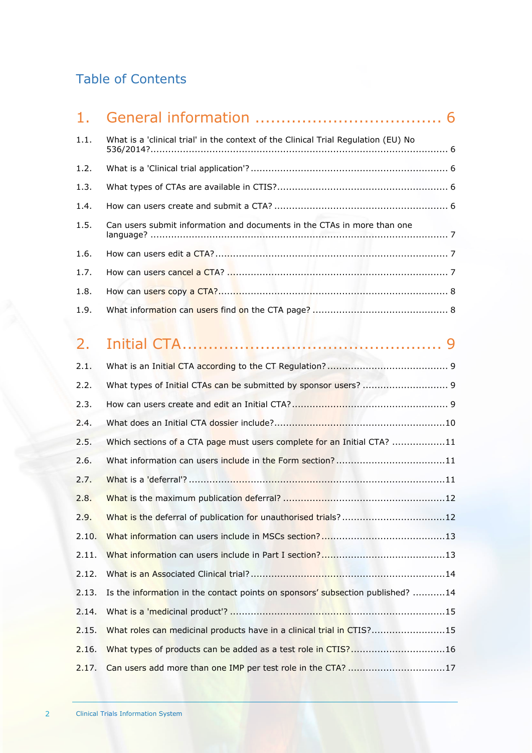# Table of Contents

## 1. General information .................................... 6

1.1. What is a 'clinical trial' in the context of the Clinical Trial Regulation (EU) No 536/2014? ..................... 6

1.2. What is a 'Clinical trial application'? ..................... 6

1.3. What types of CTAs are available in CTIS? ..................... 6

1.4. How can users create and submit a CTA? ..................... 6

1.5. Can users submit information and documents in the CTAs in more than one language? ..................... 7

1.6. How can users edit a CTA? ..................... 7

1.7. How can users cancel a CTA? ..................... 7

1.8. How can users copy a CTA? ..................... 8

1.9. What information can users find on the CTA page? ..................... 8

## 2. Initial CTA .................................... 9

2.1. What is an Initial CTA according to the CT Regulation? ..................... 9

2.2. What types of Initial CTAs can be submitted by sponsor users? ..................... 9

2.3. How can users create and edit an Initial CTA? ..................... 9

2.4. What does an Initial CTA dossier include? ..................... 10

2.5. Which sections of a CTA page must users complete for an Initial CTA? ..................... 11

2.6. What information can users include in the Form section? ..................... 11

2.7. What is a 'deferral'? ..................... 11

2.8. What is the maximum publication deferral? ..................... 12

2.9. What is the deferral of publication for unauthorised trials? ..................... 12

2.10. What information can users include in MSCs section? ..................... 13

2.11. What information can users include in Part I section? ..................... 13

2.12. What is an Associated Clinical trial? ..................... 14

2.13. Is the information in the contact points on sponsors' subsection published? ..................... 14

2.14. What is a 'medicinal product'? ..................... 15

2.15. What roles can medicinal products have in a clinical trial in CTIS? ..................... 15

2.16. What types of products can be added as a test role in CTIS? ..................... 16

2.17. Can users add more than one IMP per test role in the CTA? ..................... 17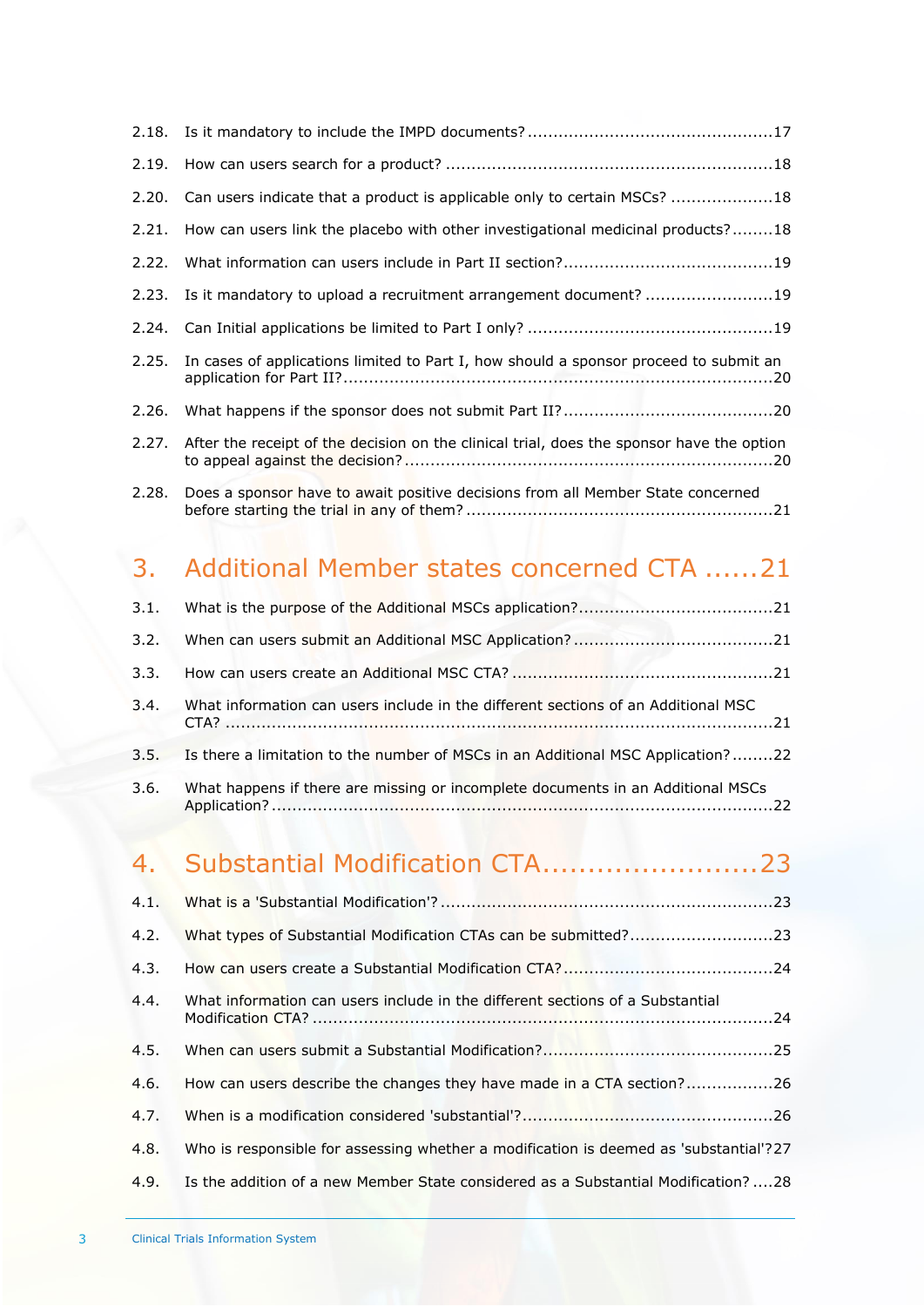2.18. Is it mandatory to include the IMPD documents? ........................................................17

2.19. How can users search for a product? ........................................................................18

2.20. Can users indicate that a product is applicable only to certain MSCs? ....................18

2.21. How can users link the placebo with other investigational medicinal products? ........18

2.22. What information can users include in Part II section? ..........................................19

2.23. Is it mandatory to upload a recruitment arrangement document? .........................19

2.24. Can Initial applications be limited to Part I only? ....................................................19

2.25. In cases of applications limited to Part I, how should a sponsor proceed to submit an application for Part II? ....................................................................................................20

2.26. What happens if the sponsor does not submit Part II? ..........................................20

2.27. After the receipt of the decision on the clinical trial, does the sponsor have the option to appeal against the decision? ........................................................................................20

2.28. Does a sponsor have to await positive decisions from all Member State concerned before starting the trial in any of them? ............................................................................21

## 3. Additional Member states concerned CTA ......21

3.1. What is the purpose of the Additional MSCs application? ......................................21

3.2. When can users submit an Additional MSC Application? .......................................21

3.3. How can users create an Additional MSC CTA? ....................................................21

3.4. What information can users include in the different sections of an Additional MSC CTA? ..........................................................................................................................21

3.5. Is there a limitation to the number of MSCs in an Additional MSC Application? ........22

3.6. What happens if there are missing or incomplete documents in an Additional MSCs Application? ...............................................................................................................22

## 4. Substantial Modification CTA.........................23

4.1. What is a 'Substantial Modification'? ........................................................................23

4.2. What types of Substantial Modification CTAs can be submitted? ............................23

4.3. How can users create a Substantial Modification CTA? ..........................................24

4.4. What information can users include in the different sections of a Substantial Modification CTA? .....................................................................................................24

4.5. When can users submit a Substantial Modification? .............................................25

4.6. How can users describe the changes they have made in a CTA section? .................26

4.7. When is a modification considered 'substantial'? ...................................................26

4.8. Who is responsible for assessing whether a modification is deemed as 'substantial'?27

4.9. Is the addition of a new Member State considered as a Substantial Modification? ....28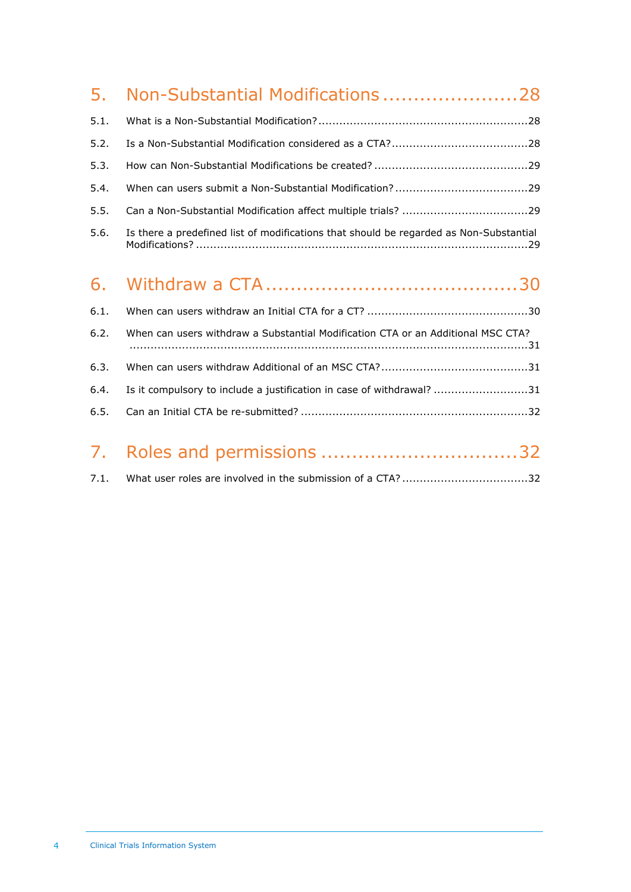# 5. Non-Substantial Modifications ......................28

5.1. What is a Non-Substantial Modification? ......................28

5.2. Is a Non-Substantial Modification considered as a CTA? ......................28

5.3. How can Non-Substantial Modifications be created? ......................29

5.4. When can users submit a Non-Substantial Modification? ......................29

5.5. Can a Non-Substantial Modification affect multiple trials? ......................29

5.6. Is there a predefined list of modifications that should be regarded as Non-Substantial Modifications? ......................29

# 6. Withdraw a CTA ......................30

6.1. When can users withdraw an Initial CTA for a CT? ......................30

6.2. When can users withdraw a Substantial Modification CTA or an Additional MSC CTA? ......................31

6.3. When can users withdraw Additional of an MSC CTA? ......................31

6.4. Is it compulsory to include a justification in case of withdrawal? ......................31

6.5. Can an Initial CTA be re-submitted? ......................32

# 7. Roles and permissions ......................32

7.1. What user roles are involved in the submission of a CTA? ......................32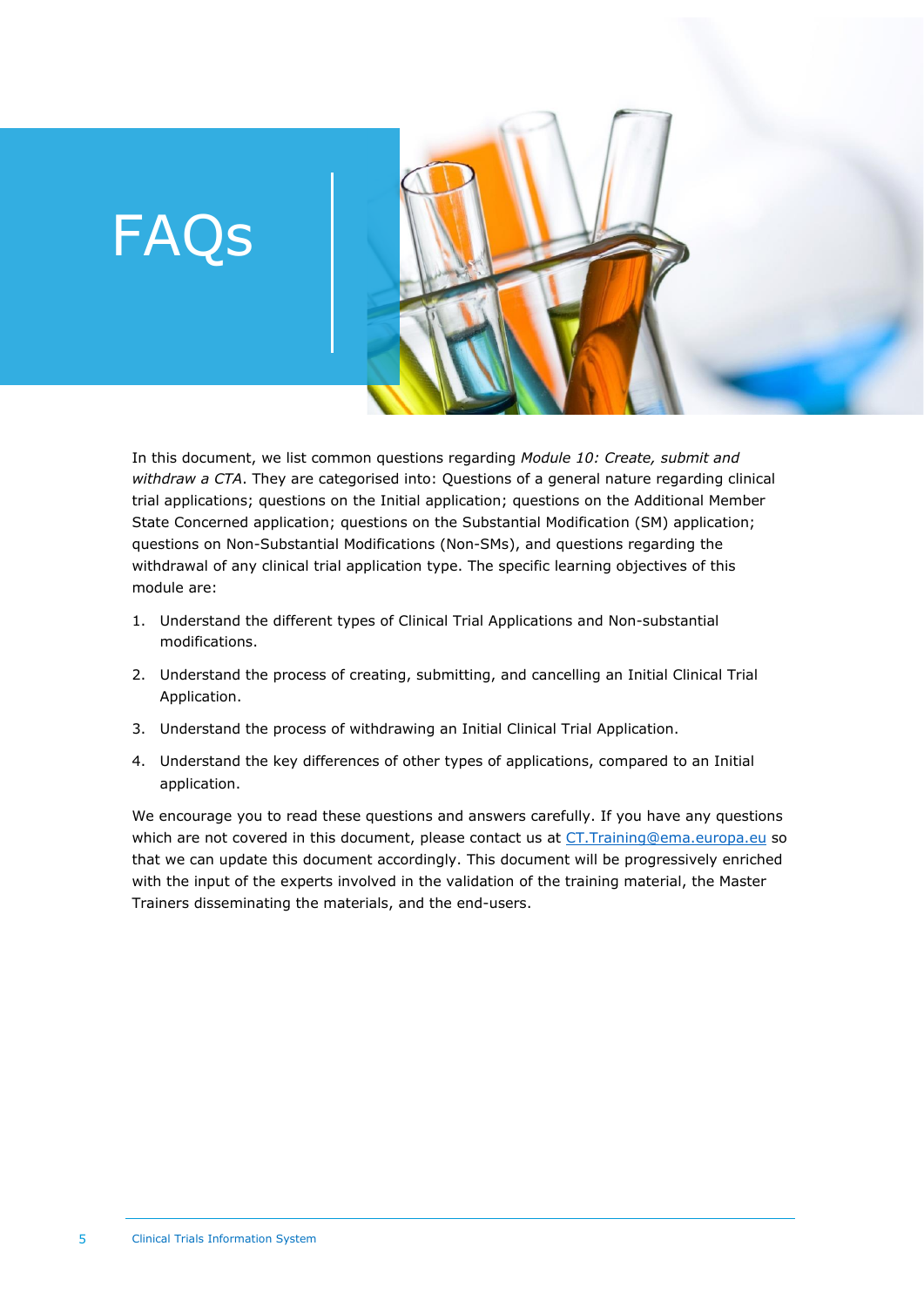# FAQs

In this document, we list common questions regarding *Module 10: Create, submit and withdraw a CTA*. They are categorised into: Questions of a general nature regarding clinical trial applications; questions on the Initial application; questions on the Additional Member State Concerned application; questions on the Substantial Modification (SM) application; questions on Non-Substantial Modifications (Non-SMs), and questions regarding the withdrawal of any clinical trial application type. The specific learning objectives of this module are:

1. Understand the different types of Clinical Trial Applications and Non-substantial modifications.
2. Understand the process of creating, submitting, and cancelling an Initial Clinical Trial Application.
3. Understand the process of withdrawing an Initial Clinical Trial Application.
4. Understand the key differences of other types of applications, compared to an Initial application.

We encourage you to read these questions and answers carefully. If you have any questions which are not covered in this document, please contact us at [CT.Training@ema.europa.eu](mailto:CT.Training@ema.europa.eu) so that we can update this document accordingly. This document will be progressively enriched with the input of the experts involved in the validation of the training material, the Master Trainers disseminating the materials, and the end-users.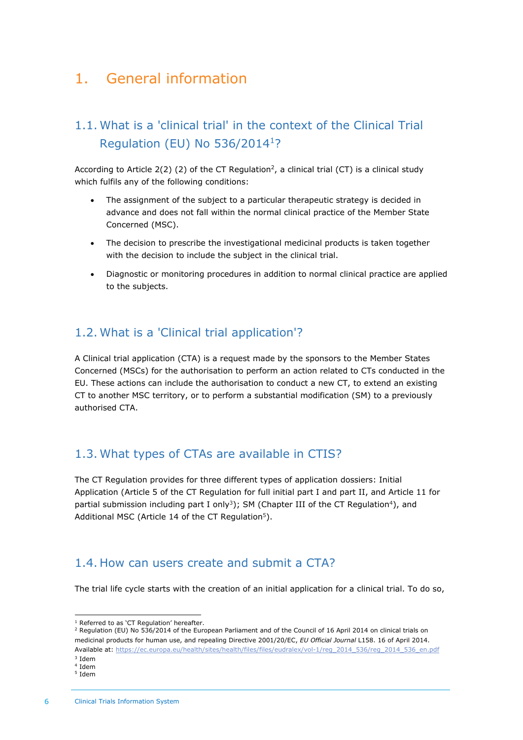# 1. General information

## 1.1. What is a 'clinical trial' in the context of the Clinical Trial Regulation (EU) No 536/2014[1]?

According to Article 2(2) (2) of the CT Regulation[2], a clinical trial (CT) is a clinical study which fulfils any of the following conditions:

- The assignment of the subject to a particular therapeutic strategy is decided in advance and does not fall within the normal clinical practice of the Member State Concerned (MSC).
- The decision to prescribe the investigational medicinal products is taken together with the decision to include the subject in the clinical trial.
- Diagnostic or monitoring procedures in addition to normal clinical practice are applied to the subjects.

## 1.2. What is a 'Clinical trial application'?

A Clinical trial application (CTA) is a request made by the sponsors to the Member States Concerned (MSCs) for the authorisation to perform an action related to CTs conducted in the EU. These actions can include the authorisation to conduct a new CT, to extend an existing CT to another MSC territory, or to perform a substantial modification (SM) to a previously authorised CTA.

## 1.3. What types of CTAs are available in CTIS?

The CT Regulation provides for three different types of application dossiers: Initial Application (Article 5 of the CT Regulation for full initial part I and part II, and Article 11 for partial submission including part I only[3]); SM (Chapter III of the CT Regulation[4]), and Additional MSC (Article 14 of the CT Regulation[5]).

## 1.4. How can users create and submit a CTA?

The trial life cycle starts with the creation of an initial application for a clinical trial. To do so,

---

[1] Referred to as 'CT Regulation' hereafter.

[2] Regulation (EU) No 536/2014 of the European Parliament and of the Council of 16 April 2014 on clinical trials on medicinal products for human use, and repealing Directive 2001/20/EC, *EU Official Journal* L158. 16 of April 2014. Available at: https://ec.europa.eu/health/sites/health/files/files/eudralex/vol-1/reg_2014_536/reg_2014_536_en.pdf

[3] Idem

[4] Idem

[5] Idem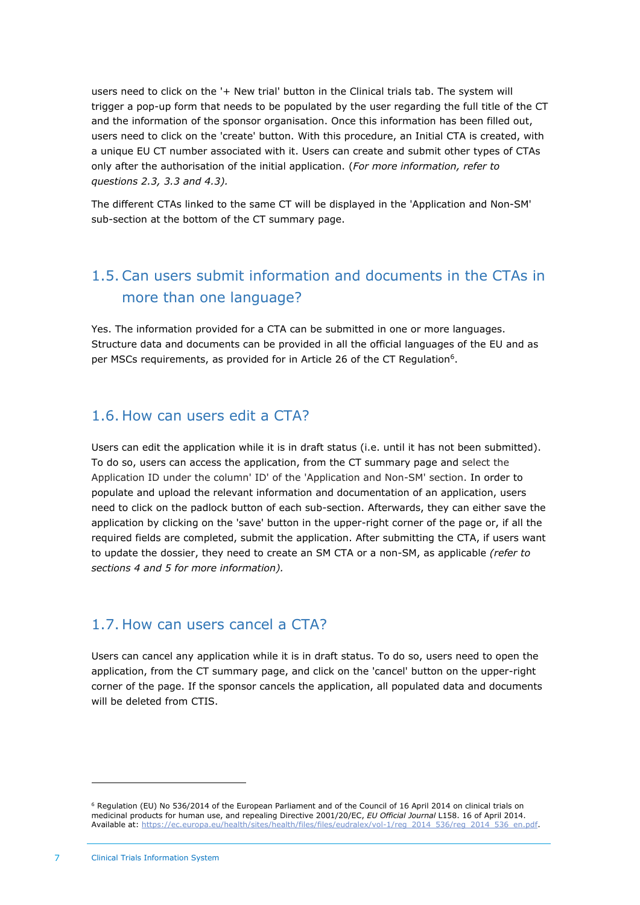users need to click on the '+ New trial' button in the Clinical trials tab. The system will trigger a pop-up form that needs to be populated by the user regarding the full title of the CT and the information of the sponsor organisation. Once this information has been filled out, users need to click on the 'create' button. With this procedure, an Initial CTA is created, with a unique EU CT number associated with it. Users can create and submit other types of CTAs only after the authorisation of the initial application. (*For more information, refer to questions 2.3, 3.3 and 4.3).*

The different CTAs linked to the same CT will be displayed in the 'Application and Non-SM' sub-section at the bottom of the CT summary page.

## 1.5. Can users submit information and documents in the CTAs in more than one language?

Yes. The information provided for a CTA can be submitted in one or more languages. Structure data and documents can be provided in all the official languages of the EU and as per MSCs requirements, as provided for in Article 26 of the CT Regulation[6].

## 1.6. How can users edit a CTA?

Users can edit the application while it is in draft status (i.e. until it has not been submitted). To do so, users can access the application, from the CT summary page and select the Application ID under the column' ID' of the 'Application and Non-SM' section. In order to populate and upload the relevant information and documentation of an application, users need to click on the padlock button of each sub-section. Afterwards, they can either save the application by clicking on the 'save' button in the upper-right corner of the page or, if all the required fields are completed, submit the application. After submitting the CTA, if users want to update the dossier, they need to create an SM CTA or a non-SM, as applicable *(refer to sections 4 and 5 for more information).*

## 1.7. How can users cancel a CTA?

Users can cancel any application while it is in draft status. To do so, users need to open the application, from the CT summary page, and click on the 'cancel' button on the upper-right corner of the page. If the sponsor cancels the application, all populated data and documents will be deleted from CTIS.

---

[6] Regulation (EU) No 536/2014 of the European Parliament and of the Council of 16 April 2014 on clinical trials on medicinal products for human use, and repealing Directive 2001/20/EC, *EU Official Journal* L158. 16 of April 2014. Available at: https://ec.europa.eu/health/sites/health/files/files/eudralex/vol-1/reg_2014_536/reg_2014_536_en.pdf.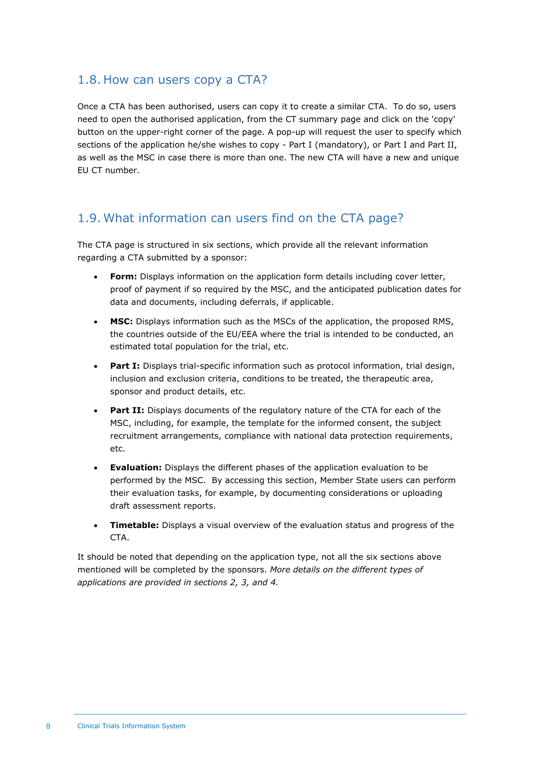## 1.8. How can users copy a CTA?

Once a CTA has been authorised, users can copy it to create a similar CTA. To do so, users need to open the authorised application, from the CT summary page and click on the 'copy' button on the upper-right corner of the page. A pop-up will request the user to specify which sections of the application he/she wishes to copy - Part I (mandatory), or Part I and Part II, as well as the MSC in case there is more than one. The new CTA will have a new and unique EU CT number.

## 1.9. What information can users find on the CTA page?

The CTA page is structured in six sections, which provide all the relevant information regarding a CTA submitted by a sponsor:

- **Form:** Displays information on the application form details including cover letter, proof of payment if so required by the MSC, and the anticipated publication dates for data and documents, including deferrals, if applicable.
- **MSC:** Displays information such as the MSCs of the application, the proposed RMS, the countries outside of the EU/EEA where the trial is intended to be conducted, an estimated total population for the trial, etc.
- **Part I:** Displays trial-specific information such as protocol information, trial design, inclusion and exclusion criteria, conditions to be treated, the therapeutic area, sponsor and product details, etc.
- **Part II:** Displays documents of the regulatory nature of the CTA for each of the MSC, including, for example, the template for the informed consent, the subject recruitment arrangements, compliance with national data protection requirements, etc.
- **Evaluation:** Displays the different phases of the application evaluation to be performed by the MSC. By accessing this section, Member State users can perform their evaluation tasks, for example, by documenting considerations or uploading draft assessment reports.
- **Timetable:** Displays a visual overview of the evaluation status and progress of the CTA.

It should be noted that depending on the application type, not all the six sections above mentioned will be completed by the sponsors. *More details on the different types of applications are provided in sections 2, 3, and 4.*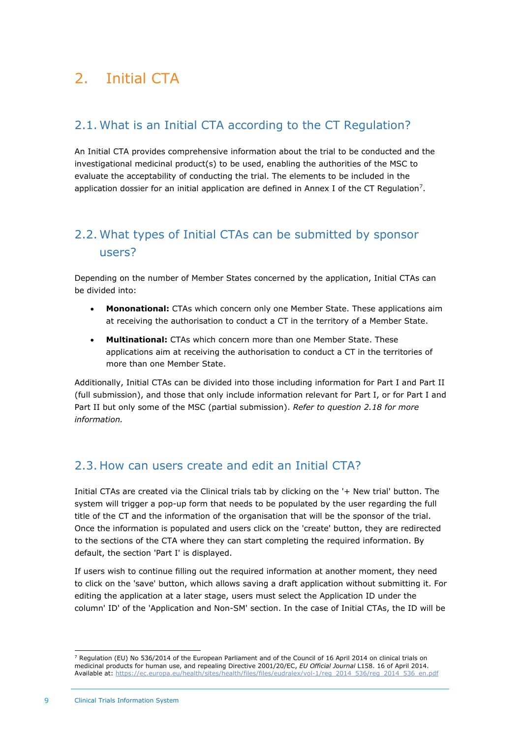# 2. Initial CTA

## 2.1. What is an Initial CTA according to the CT Regulation?

An Initial CTA provides comprehensive information about the trial to be conducted and the investigational medicinal product(s) to be used, enabling the authorities of the MSC to evaluate the acceptability of conducting the trial. The elements to be included in the application dossier for an initial application are defined in Annex I of the CT Regulation[7].

## 2.2. What types of Initial CTAs can be submitted by sponsor users?

Depending on the number of Member States concerned by the application, Initial CTAs can be divided into:

- **Mononational:** CTAs which concern only one Member State. These applications aim at receiving the authorisation to conduct a CT in the territory of a Member State.
- **Multinational:** CTAs which concern more than one Member State. These applications aim at receiving the authorisation to conduct a CT in the territories of more than one Member State.

Additionally, Initial CTAs can be divided into those including information for Part I and Part II (full submission), and those that only include information relevant for Part I, or for Part I and Part II but only some of the MSC (partial submission). *Refer to question 2.18 for more information.*

## 2.3. How can users create and edit an Initial CTA?

Initial CTAs are created via the Clinical trials tab by clicking on the '+ New trial' button. The system will trigger a pop-up form that needs to be populated by the user regarding the full title of the CT and the information of the organisation that will be the sponsor of the trial. Once the information is populated and users click on the 'create' button, they are redirected to the sections of the CTA where they can start completing the required information. By default, the section 'Part I' is displayed.

If users wish to continue filling out the required information at another moment, they need to click on the 'save' button, which allows saving a draft application without submitting it. For editing the application at a later stage, users must select the Application ID under the column' ID' of the 'Application and Non-SM' section. In the case of Initial CTAs, the ID will be

---

[7] Regulation (EU) No 536/2014 of the European Parliament and of the Council of 16 April 2014 on clinical trials on medicinal products for human use, and repealing Directive 2001/20/EC, *EU Official Journal* L158. 16 of April 2014. Available at: https://ec.europa.eu/health/sites/health/files/files/eudralex/vol-1/reg_2014_536/reg_2014_536_en.pdf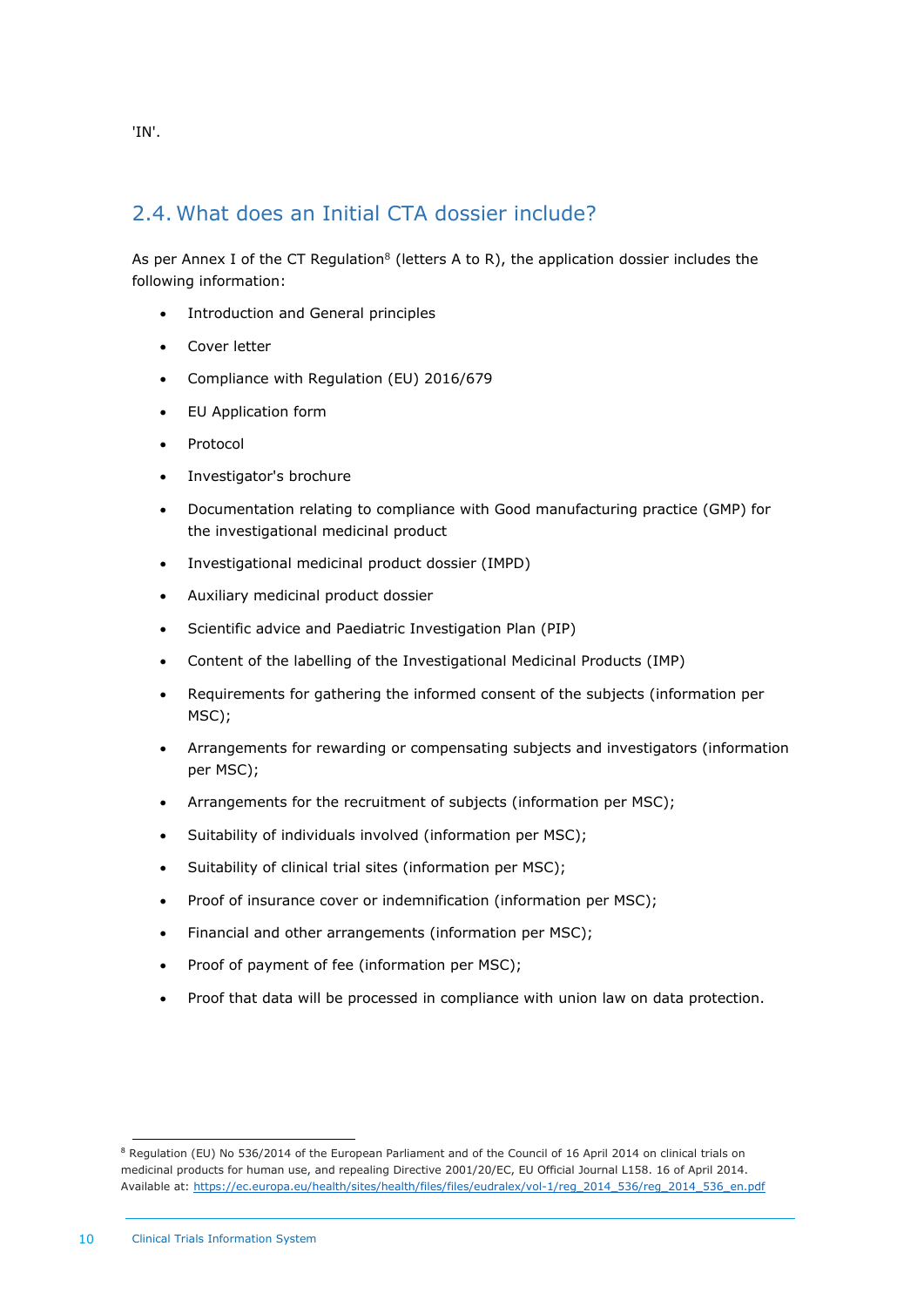'IN'.

## 2.4. What does an Initial CTA dossier include?

As per Annex I of the CT Regulation[8] (letters A to R), the application dossier includes the following information:

- Introduction and General principles
- Cover letter
- Compliance with Regulation (EU) 2016/679
- EU Application form
- Protocol
- Investigator's brochure
- Documentation relating to compliance with Good manufacturing practice (GMP) for the investigational medicinal product
- Investigational medicinal product dossier (IMPD)
- Auxiliary medicinal product dossier
- Scientific advice and Paediatric Investigation Plan (PIP)
- Content of the labelling of the Investigational Medicinal Products (IMP)
- Requirements for gathering the informed consent of the subjects (information per MSC);
- Arrangements for rewarding or compensating subjects and investigators (information per MSC);
- Arrangements for the recruitment of subjects (information per MSC);
- Suitability of individuals involved (information per MSC);
- Suitability of clinical trial sites (information per MSC);
- Proof of insurance cover or indemnification (information per MSC);
- Financial and other arrangements (information per MSC);
- Proof of payment of fee (information per MSC);
- Proof that data will be processed in compliance with union law on data protection.

[8] Regulation (EU) No 536/2014 of the European Parliament and of the Council of 16 April 2014 on clinical trials on medicinal products for human use, and repealing Directive 2001/20/EC, EU Official Journal L158. 16 of April 2014. Available at: https://ec.europa.eu/health/sites/health/files/files/eudralex/vol-1/reg_2014_536/reg_2014_536_en.pdf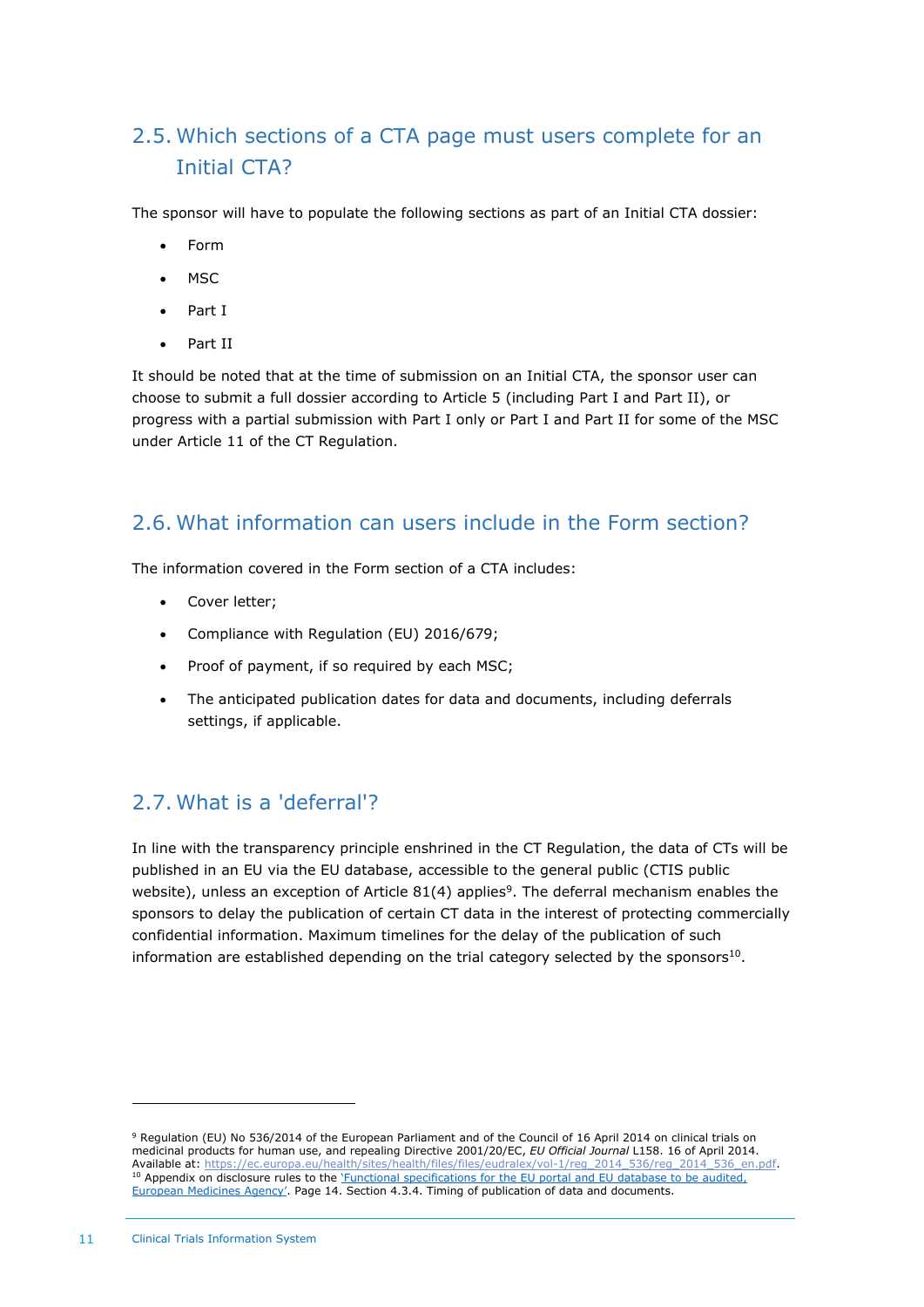## 2.5. Which sections of a CTA page must users complete for an Initial CTA?

The sponsor will have to populate the following sections as part of an Initial CTA dossier:

- Form
- MSC
- Part I
- Part II

It should be noted that at the time of submission on an Initial CTA, the sponsor user can choose to submit a full dossier according to Article 5 (including Part I and Part II), or progress with a partial submission with Part I only or Part I and Part II for some of the MSC under Article 11 of the CT Regulation.

## 2.6. What information can users include in the Form section?

The information covered in the Form section of a CTA includes:

- Cover letter;
- Compliance with Regulation (EU) 2016/679;
- Proof of payment, if so required by each MSC;
- The anticipated publication dates for data and documents, including deferrals settings, if applicable.

## 2.7. What is a 'deferral'?

In line with the transparency principle enshrined in the CT Regulation, the data of CTs will be published in an EU via the EU database, accessible to the general public (CTIS public website), unless an exception of Article 81(4) applies[9]. The deferral mechanism enables the sponsors to delay the publication of certain CT data in the interest of protecting commercially confidential information. Maximum timelines for the delay of the publication of such information are established depending on the trial category selected by the sponsors[10].

---

[9] Regulation (EU) No 536/2014 of the European Parliament and of the Council of 16 April 2014 on clinical trials on medicinal products for human use, and repealing Directive 2001/20/EC, *EU Official Journal* L158. 16 of April 2014. Available at: https://ec.europa.eu/health/sites/health/files/files/eudralex/vol-1/reg_2014_536/reg_2014_536_en.pdf.

[10] Appendix on disclosure rules to the 'Functional specifications for the EU portal and EU database to be audited, European Medicines Agency'. Page 14. Section 4.3.4. Timing of publication of data and documents.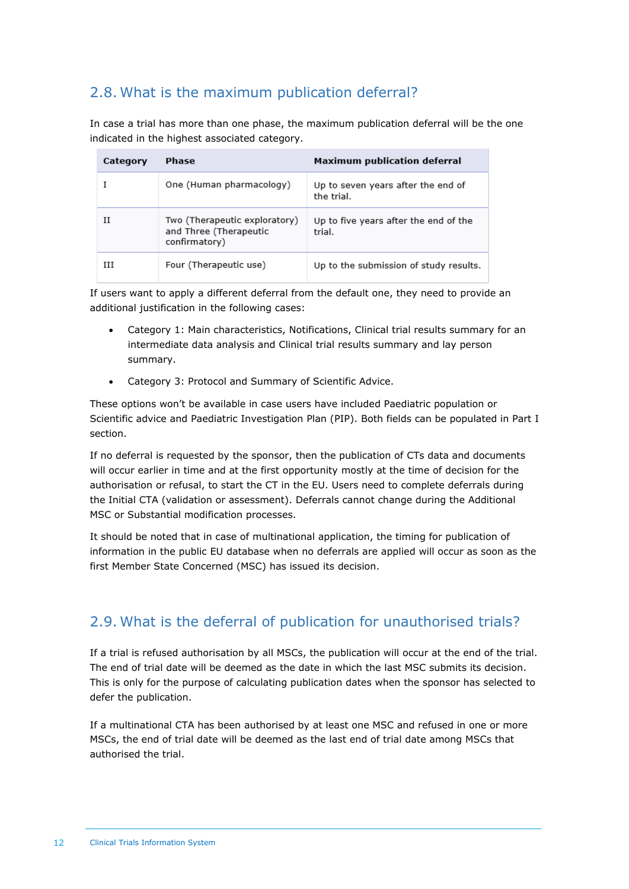## 2.8. What is the maximum publication deferral?

In case a trial has more than one phase, the maximum publication deferral will be the one indicated in the highest associated category.

| Category | Phase | Maximum publication deferral |
|---|---|---|
| I | One (Human pharmacology) | Up to seven years after the end of the trial. |
| II | Two (Therapeutic exploratory) and Three (Therapeutic confirmatory) | Up to five years after the end of the trial. |
| III | Four (Therapeutic use) | Up to the submission of study results. |

If users want to apply a different deferral from the default one, they need to provide an additional justification in the following cases:

- Category 1: Main characteristics, Notifications, Clinical trial results summary for an intermediate data analysis and Clinical trial results summary and lay person summary.
- Category 3: Protocol and Summary of Scientific Advice.

These options won't be available in case users have included Paediatric population or Scientific advice and Paediatric Investigation Plan (PIP). Both fields can be populated in Part I section.

If no deferral is requested by the sponsor, then the publication of CTs data and documents will occur earlier in time and at the first opportunity mostly at the time of decision for the authorisation or refusal, to start the CT in the EU. Users need to complete deferrals during the Initial CTA (validation or assessment). Deferrals cannot change during the Additional MSC or Substantial modification processes.

It should be noted that in case of multinational application, the timing for publication of information in the public EU database when no deferrals are applied will occur as soon as the first Member State Concerned (MSC) has issued its decision.

## 2.9. What is the deferral of publication for unauthorised trials?

If a trial is refused authorisation by all MSCs, the publication will occur at the end of the trial. The end of trial date will be deemed as the date in which the last MSC submits its decision. This is only for the purpose of calculating publication dates when the sponsor has selected to defer the publication.

If a multinational CTA has been authorised by at least one MSC and refused in one or more MSCs, the end of trial date will be deemed as the last end of trial date among MSCs that authorised the trial.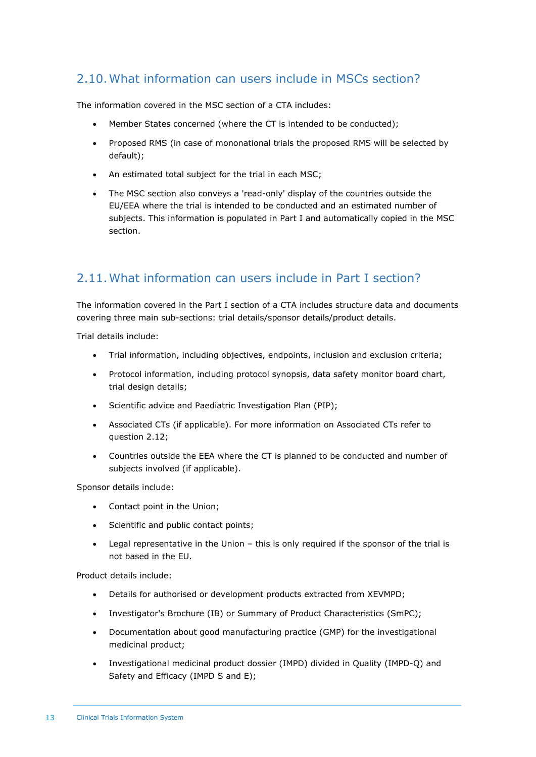## 2.10. What information can users include in MSCs section?

The information covered in the MSC section of a CTA includes:

- Member States concerned (where the CT is intended to be conducted);
- Proposed RMS (in case of mononational trials the proposed RMS will be selected by default);
- An estimated total subject for the trial in each MSC;
- The MSC section also conveys a 'read-only' display of the countries outside the EU/EEA where the trial is intended to be conducted and an estimated number of subjects. This information is populated in Part I and automatically copied in the MSC section.

## 2.11. What information can users include in Part I section?

The information covered in the Part I section of a CTA includes structure data and documents covering three main sub-sections: trial details/sponsor details/product details.

Trial details include:

- Trial information, including objectives, endpoints, inclusion and exclusion criteria;
- Protocol information, including protocol synopsis, data safety monitor board chart, trial design details;
- Scientific advice and Paediatric Investigation Plan (PIP);
- Associated CTs (if applicable). For more information on Associated CTs refer to question 2.12;
- Countries outside the EEA where the CT is planned to be conducted and number of subjects involved (if applicable).

Sponsor details include:

- Contact point in the Union;
- Scientific and public contact points;
- Legal representative in the Union – this is only required if the sponsor of the trial is not based in the EU.

Product details include:

- Details for authorised or development products extracted from XEVMPD;
- Investigator's Brochure (IB) or Summary of Product Characteristics (SmPC);
- Documentation about good manufacturing practice (GMP) for the investigational medicinal product;
- Investigational medicinal product dossier (IMPD) divided in Quality (IMPD-Q) and Safety and Efficacy (IMPD S and E);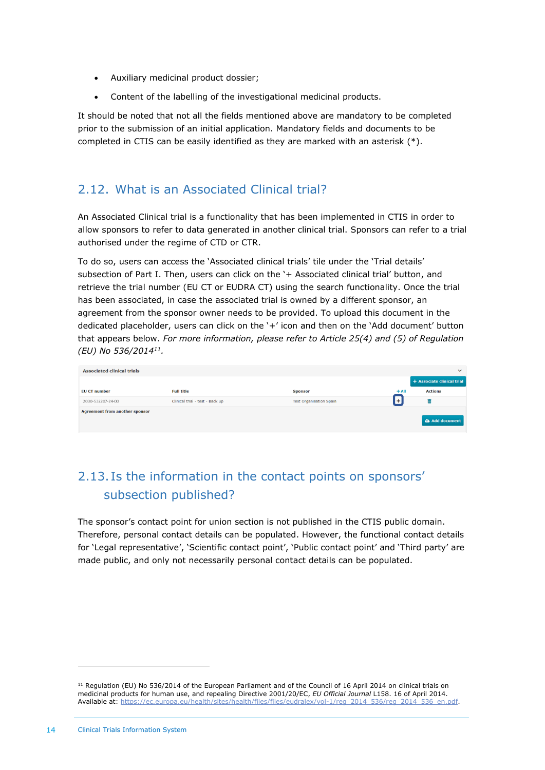- Auxiliary medicinal product dossier;
- Content of the labelling of the investigational medicinal products.

It should be noted that not all the fields mentioned above are mandatory to be completed prior to the submission of an initial application. Mandatory fields and documents to be completed in CTIS can be easily identified as they are marked with an asterisk (*).

## 2.12. What is an Associated Clinical trial?

An Associated Clinical trial is a functionality that has been implemented in CTIS in order to allow sponsors to refer to data generated in another clinical trial. Sponsors can refer to a trial authorised under the regime of CTD or CTR.

To do so, users can access the 'Associated clinical trials' tile under the 'Trial details' subsection of Part I. Then, users can click on the '+ Associated clinical trial' button, and retrieve the trial number (EU CT or EUDRA CT) using the search functionality. Once the trial has been associated, in case the associated trial is owned by a different sponsor, an agreement from the sponsor owner needs to be provided. To upload this document in the dedicated placeholder, users can click on the '+' icon and then on the 'Add document' button that appears below. *For more information, please refer to Article 25(4) and (5) of Regulation (EU) No 536/2014*[11].

| EU CT number | Full title | Sponsor | + All | Actions |
|---|---|---|---|---|
| 2030-532207-24-00 | Clinical trial - test - Back up | Test Organisation Spain | + | 🗑 |

## 2.13. Is the information in the contact points on sponsors' subsection published?

The sponsor's contact point for union section is not published in the CTIS public domain. Therefore, personal contact details can be populated. However, the functional contact details for 'Legal representative', 'Scientific contact point', 'Public contact point' and 'Third party' are made public, and only not necessarily personal contact details can be populated.

---

[11] Regulation (EU) No 536/2014 of the European Parliament and of the Council of 16 April 2014 on clinical trials on medicinal products for human use, and repealing Directive 2001/20/EC, *EU Official Journal* L158. 16 of April 2014. Available at: https://ec.europa.eu/health/sites/health/files/files/eudralex/vol-1/reg_2014_536/reg_2014_536_en.pdf.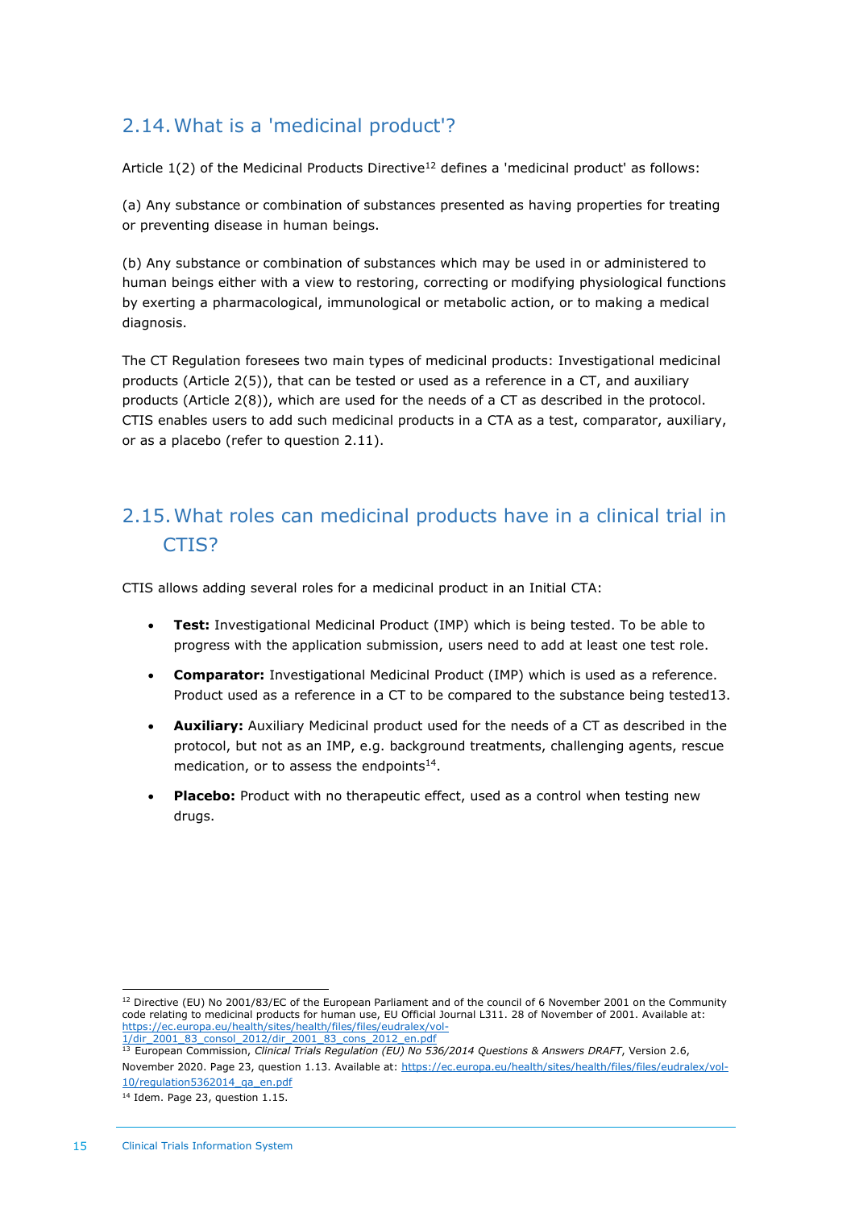## 2.14. What is a 'medicinal product'?

Article 1(2) of the Medicinal Products Directive[12] defines a 'medicinal product' as follows:

(a) Any substance or combination of substances presented as having properties for treating or preventing disease in human beings.

(b) Any substance or combination of substances which may be used in or administered to human beings either with a view to restoring, correcting or modifying physiological functions by exerting a pharmacological, immunological or metabolic action, or to making a medical diagnosis.

The CT Regulation foresees two main types of medicinal products: Investigational medicinal products (Article 2(5)), that can be tested or used as a reference in a CT, and auxiliary products (Article 2(8)), which are used for the needs of a CT as described in the protocol. CTIS enables users to add such medicinal products in a CTA as a test, comparator, auxiliary, or as a placebo (refer to question 2.11).

## 2.15. What roles can medicinal products have in a clinical trial in CTIS?

CTIS allows adding several roles for a medicinal product in an Initial CTA:

- **Test:** Investigational Medicinal Product (IMP) which is being tested. To be able to progress with the application submission, users need to add at least one test role.
- **Comparator:** Investigational Medicinal Product (IMP) which is used as a reference. Product used as a reference in a CT to be compared to the substance being tested13.
- **Auxiliary:** Auxiliary Medicinal product used for the needs of a CT as described in the protocol, but not as an IMP, e.g. background treatments, challenging agents, rescue medication, or to assess the endpoints[14].
- **Placebo:** Product with no therapeutic effect, used as a control when testing new drugs.

---

[12] Directive (EU) No 2001/83/EC of the European Parliament and of the council of 6 November 2001 on the Community code relating to medicinal products for human use, EU Official Journal L311. 28 of November of 2001. Available at: https://ec.europa.eu/health/sites/health/files/files/eudralex/vol-1/dir_2001_83_consol_2012/dir_2001_83_cons_2012_en.pdf

[13] European Commission, *Clinical Trials Regulation (EU) No 536/2014 Questions & Answers DRAFT*, Version 2.6, November 2020. Page 23, question 1.13. Available at: https://ec.europa.eu/health/sites/health/files/files/eudralex/vol-10/regulation5362014_qa_en.pdf

[14] Idem. Page 23, question 1.15.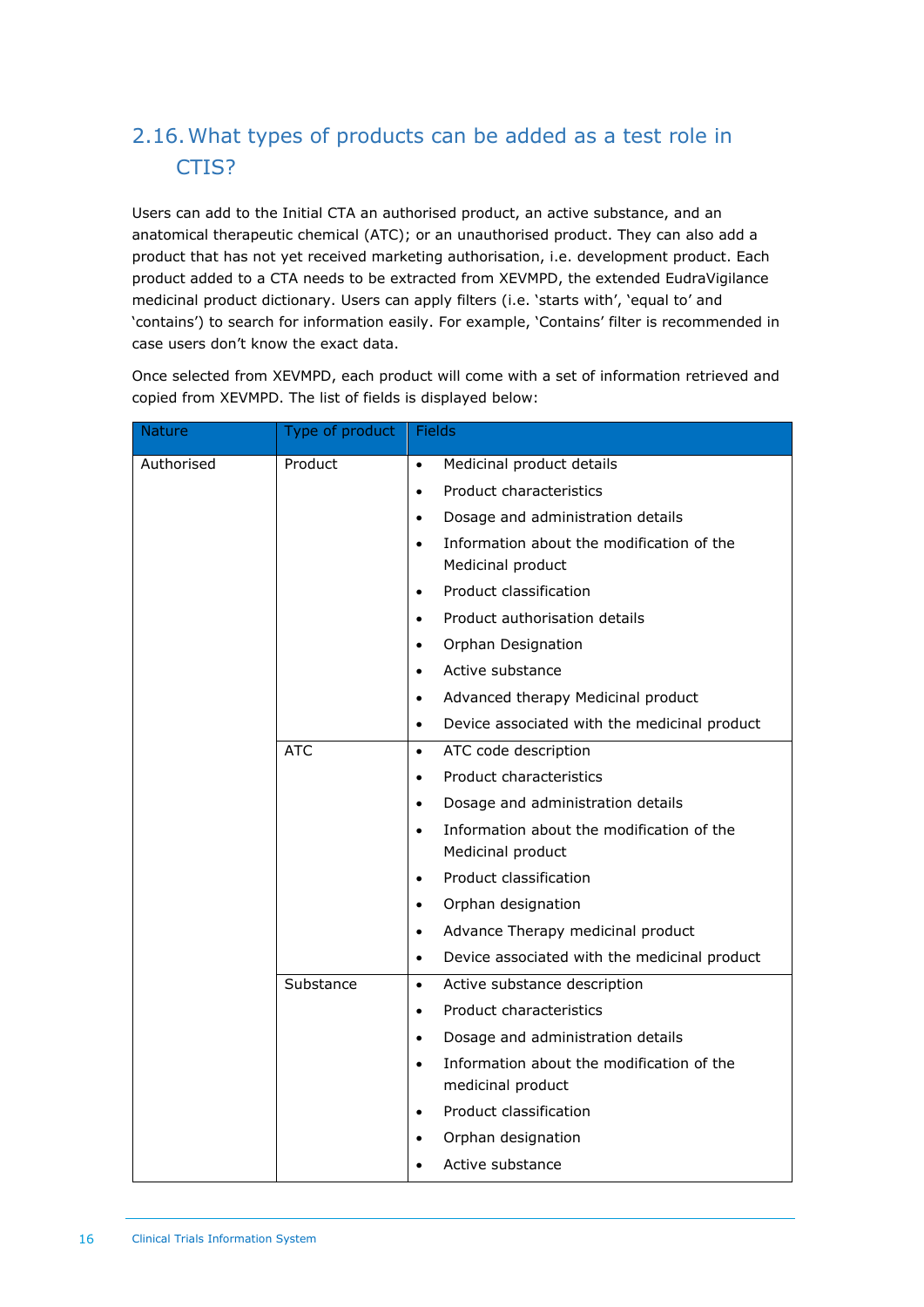## 2.16. What types of products can be added as a test role in CTIS?

Users can add to the Initial CTA an authorised product, an active substance, and an anatomical therapeutic chemical (ATC); or an unauthorised product. They can also add a product that has not yet received marketing authorisation, i.e. development product. Each product added to a CTA needs to be extracted from XEVMPD, the extended EudraVigilance medicinal product dictionary. Users can apply filters (i.e. 'starts with', 'equal to' and 'contains') to search for information easily. For example, 'Contains' filter is recommended in case users don't know the exact data.

Once selected from XEVMPD, each product will come with a set of information retrieved and copied from XEVMPD. The list of fields is displayed below:

| Nature | Type of product | Fields |
|---|---|---|
| Authorised | Product | • Medicinal product details<br>• Product characteristics<br>• Dosage and administration details<br>• Information about the modification of the Medicinal product<br>• Product classification<br>• Product authorisation details<br>• Orphan Designation<br>• Active substance<br>• Advanced therapy Medicinal product<br>• Device associated with the medicinal product |
| | ATC | • ATC code description<br>• Product characteristics<br>• Dosage and administration details<br>• Information about the modification of the Medicinal product<br>• Product classification<br>• Orphan designation<br>• Advance Therapy medicinal product<br>• Device associated with the medicinal product |
| | Substance | • Active substance description<br>• Product characteristics<br>• Dosage and administration details<br>• Information about the modification of the medicinal product<br>• Product classification<br>• Orphan designation<br>• Active substance |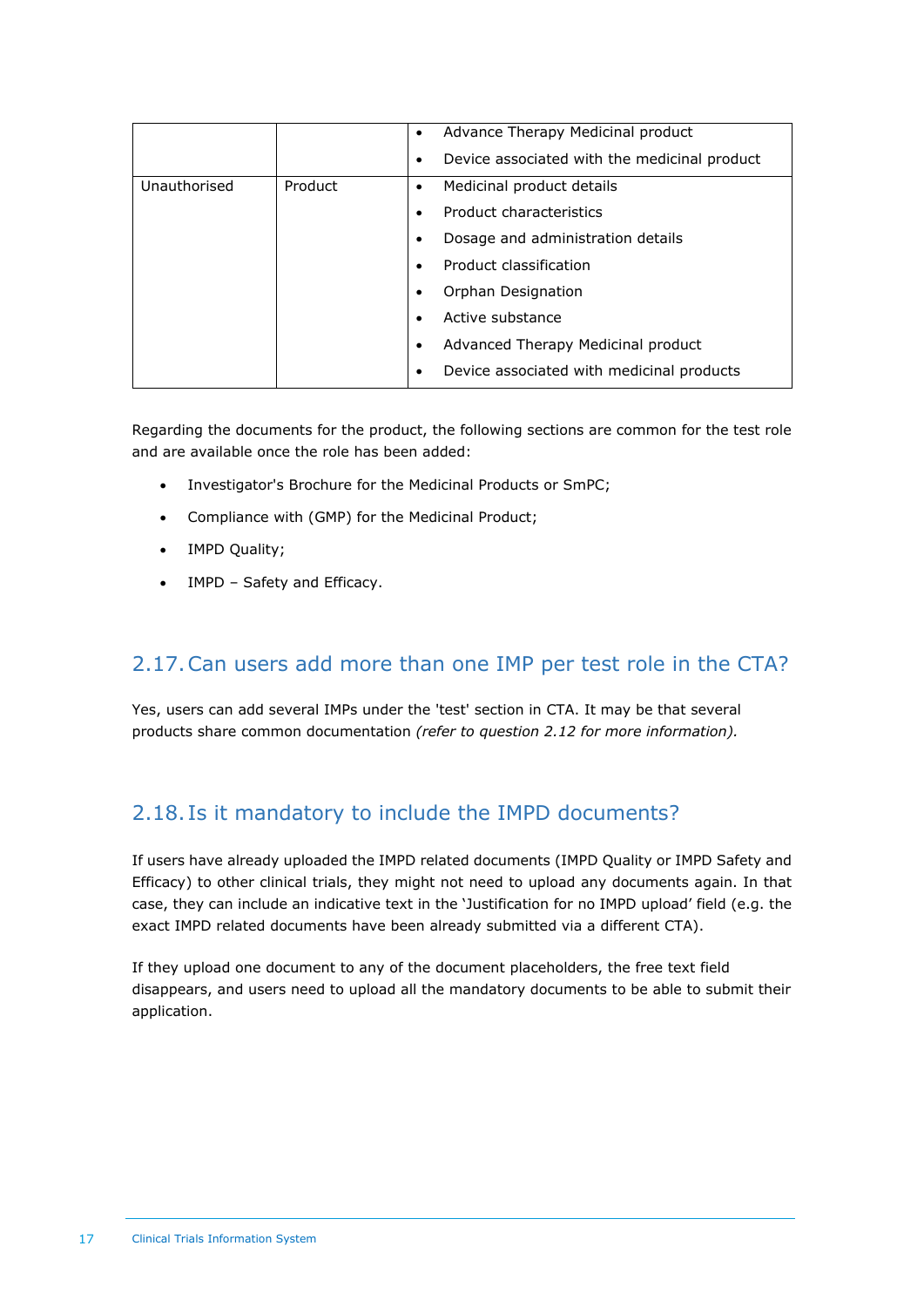| | | |
|---|---|---|
| | | • Advance Therapy Medicinal product<br>• Device associated with the medicinal product |
| Unauthorised | Product | • Medicinal product details<br>• Product characteristics<br>• Dosage and administration details<br>• Product classification<br>• Orphan Designation<br>• Active substance<br>• Advanced Therapy Medicinal product<br>• Device associated with medicinal products |

Regarding the documents for the product, the following sections are common for the test role and are available once the role has been added:

- Investigator's Brochure for the Medicinal Products or SmPC;
- Compliance with (GMP) for the Medicinal Product;
- IMPD Quality;
- IMPD – Safety and Efficacy.

## 2.17. Can users add more than one IMP per test role in the CTA?

Yes, users can add several IMPs under the 'test' section in CTA. It may be that several products share common documentation *(refer to question 2.12 for more information).*

## 2.18. Is it mandatory to include the IMPD documents?

If users have already uploaded the IMPD related documents (IMPD Quality or IMPD Safety and Efficacy) to other clinical trials, they might not need to upload any documents again. In that case, they can include an indicative text in the 'Justification for no IMPD upload' field (e.g. the exact IMPD related documents have been already submitted via a different CTA).

If they upload one document to any of the document placeholders, the free text field disappears, and users need to upload all the mandatory documents to be able to submit their application.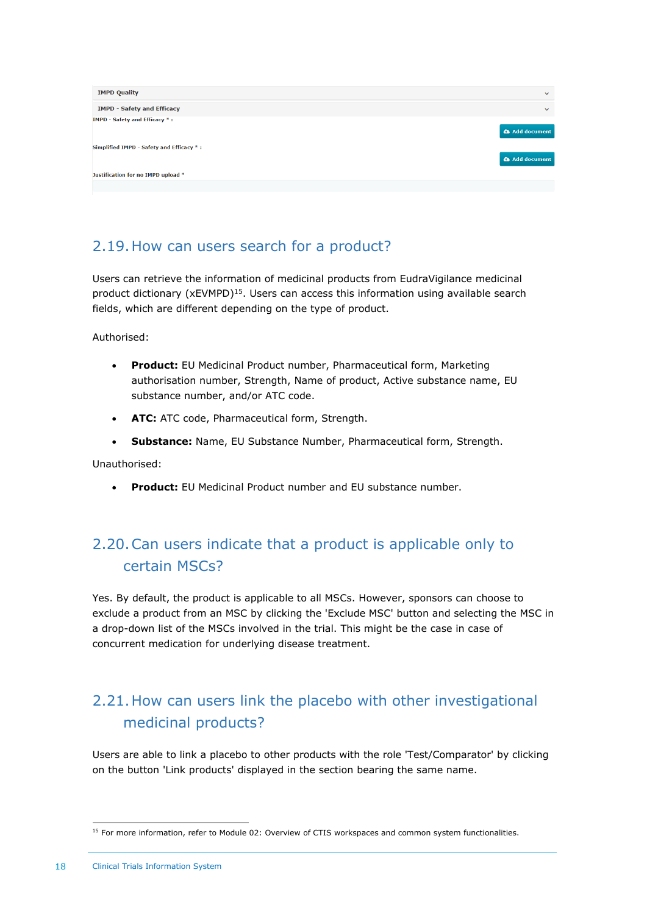IMPD Quality

IMPD - Safety and Efficacy

IMPD - Safety and Efficacy * :

Add document

Simplified IMPD - Safety and Efficacy * :

Add document

Justification for no IMPD upload *

## 2.19. How can users search for a product?

Users can retrieve the information of medicinal products from EudraVigilance medicinal product dictionary (xEVMPD)[15]. Users can access this information using available search fields, which are different depending on the type of product.

Authorised:

- **Product:** EU Medicinal Product number, Pharmaceutical form, Marketing authorisation number, Strength, Name of product, Active substance name, EU substance number, and/or ATC code.
- **ATC:** ATC code, Pharmaceutical form, Strength.
- **Substance:** Name, EU Substance Number, Pharmaceutical form, Strength.

Unauthorised:

- **Product:** EU Medicinal Product number and EU substance number.

## 2.20. Can users indicate that a product is applicable only to certain MSCs?

Yes. By default, the product is applicable to all MSCs. However, sponsors can choose to exclude a product from an MSC by clicking the 'Exclude MSC' button and selecting the MSC in a drop-down list of the MSCs involved in the trial. This might be the case in case of concurrent medication for underlying disease treatment.

## 2.21. How can users link the placebo with other investigational medicinal products?

Users are able to link a placebo to other products with the role 'Test/Comparator' by clicking on the button 'Link products' displayed in the section bearing the same name.

[15] For more information, refer to Module 02: Overview of CTIS workspaces and common system functionalities.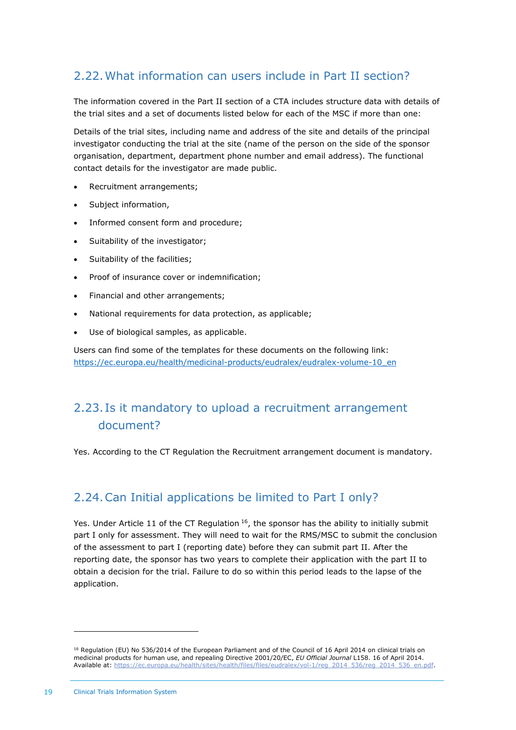## 2.22. What information can users include in Part II section?

The information covered in the Part II section of a CTA includes structure data with details of the trial sites and a set of documents listed below for each of the MSC if more than one:

Details of the trial sites, including name and address of the site and details of the principal investigator conducting the trial at the site (name of the person on the side of the sponsor organisation, department, department phone number and email address). The functional contact details for the investigator are made public.

- Recruitment arrangements;
- Subject information,
- Informed consent form and procedure;
- Suitability of the investigator;
- Suitability of the facilities;
- Proof of insurance cover or indemnification;
- Financial and other arrangements;
- National requirements for data protection, as applicable;
- Use of biological samples, as applicable.

Users can find some of the templates for these documents on the following link: https://ec.europa.eu/health/medicinal-products/eudralex/eudralex-volume-10_en

## 2.23. Is it mandatory to upload a recruitment arrangement document?

Yes. According to the CT Regulation the Recruitment arrangement document is mandatory.

## 2.24. Can Initial applications be limited to Part I only?

Yes. Under Article 11 of the CT Regulation [16], the sponsor has the ability to initially submit part I only for assessment. They will need to wait for the RMS/MSC to submit the conclusion of the assessment to part I (reporting date) before they can submit part II. After the reporting date, the sponsor has two years to complete their application with the part II to obtain a decision for the trial. Failure to do so within this period leads to the lapse of the application.

---

[16] Regulation (EU) No 536/2014 of the European Parliament and of the Council of 16 April 2014 on clinical trials on medicinal products for human use, and repealing Directive 2001/20/EC, *EU Official Journal* L158. 16 of April 2014. Available at: https://ec.europa.eu/health/sites/health/files/files/eudralex/vol-1/reg_2014_536/reg_2014_536_en.pdf.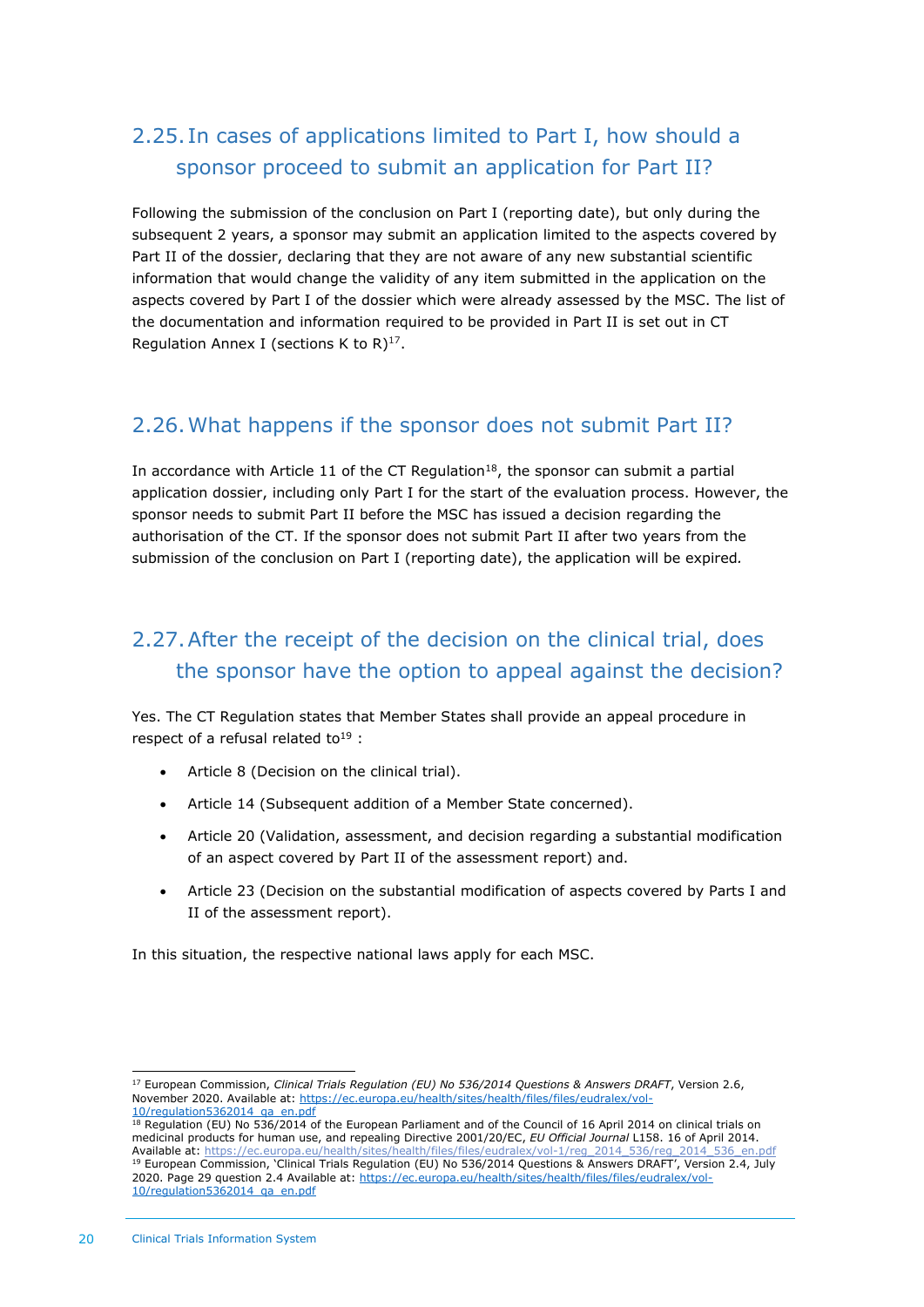## 2.25. In cases of applications limited to Part I, how should a sponsor proceed to submit an application for Part II?

Following the submission of the conclusion on Part I (reporting date), but only during the subsequent 2 years, a sponsor may submit an application limited to the aspects covered by Part II of the dossier, declaring that they are not aware of any new substantial scientific information that would change the validity of any item submitted in the application on the aspects covered by Part I of the dossier which were already assessed by the MSC. The list of the documentation and information required to be provided in Part II is set out in CT Regulation Annex I (sections K to R)[17].

## 2.26. What happens if the sponsor does not submit Part II?

In accordance with Article 11 of the CT Regulation[18], the sponsor can submit a partial application dossier, including only Part I for the start of the evaluation process. However, the sponsor needs to submit Part II before the MSC has issued a decision regarding the authorisation of the CT. If the sponsor does not submit Part II after two years from the submission of the conclusion on Part I (reporting date), the application will be expired.

## 2.27. After the receipt of the decision on the clinical trial, does the sponsor have the option to appeal against the decision?

Yes. The CT Regulation states that Member States shall provide an appeal procedure in respect of a refusal related to[19] :

- Article 8 (Decision on the clinical trial).
- Article 14 (Subsequent addition of a Member State concerned).
- Article 20 (Validation, assessment, and decision regarding a substantial modification of an aspect covered by Part II of the assessment report) and.
- Article 23 (Decision on the substantial modification of aspects covered by Parts I and II of the assessment report).

In this situation, the respective national laws apply for each MSC.

---

[17] European Commission, *Clinical Trials Regulation (EU) No 536/2014 Questions & Answers DRAFT*, Version 2.6, November 2020. Available at: https://ec.europa.eu/health/sites/health/files/files/eudralex/vol-10/regulation5362014_qa_en.pdf

[18] Regulation (EU) No 536/2014 of the European Parliament and of the Council of 16 April 2014 on clinical trials on medicinal products for human use, and repealing Directive 2001/20/EC, *EU Official Journal* L158. 16 of April 2014. Available at: https://ec.europa.eu/health/sites/health/files/files/eudralex/vol-1/reg_2014_536/reg_2014_536_en.pdf

[19] European Commission, 'Clinical Trials Regulation (EU) No 536/2014 Questions & Answers DRAFT', Version 2.4, July 2020. Page 29 question 2.4 Available at: https://ec.europa.eu/health/sites/health/files/files/eudralex/vol-10/regulation5362014_qa_en.pdf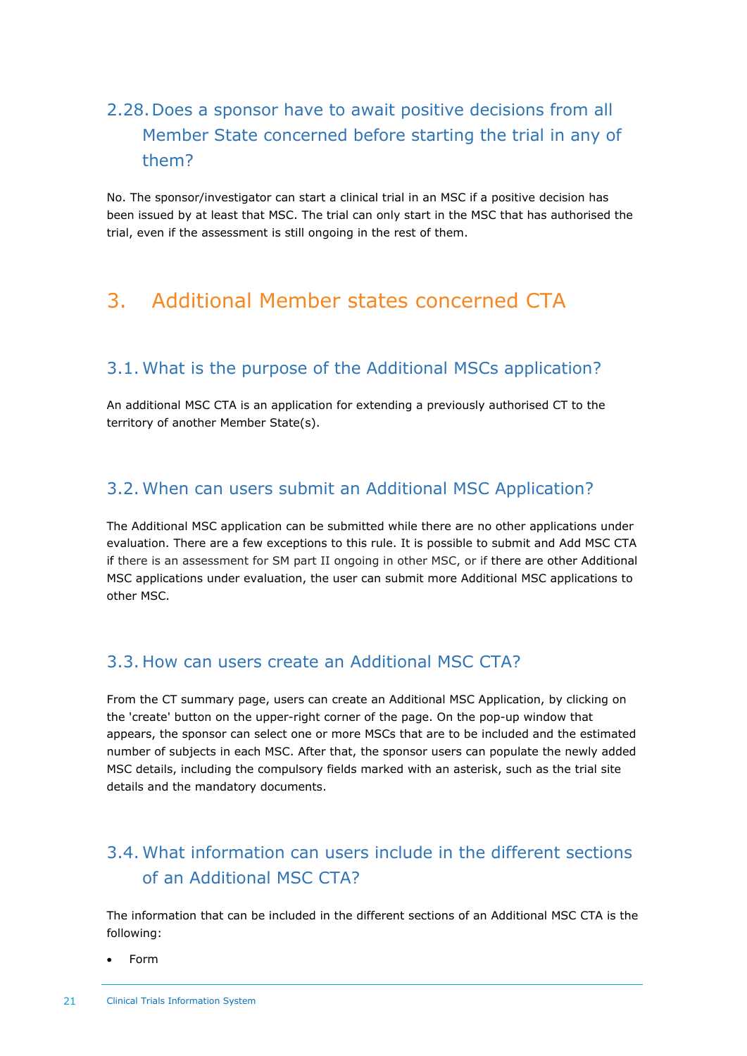### 2.28. Does a sponsor have to await positive decisions from all Member State concerned before starting the trial in any of them?

No. The sponsor/investigator can start a clinical trial in an MSC if a positive decision has been issued by at least that MSC. The trial can only start in the MSC that has authorised the trial, even if the assessment is still ongoing in the rest of them.

## 3. Additional Member states concerned CTA

### 3.1. What is the purpose of the Additional MSCs application?

An additional MSC CTA is an application for extending a previously authorised CT to the territory of another Member State(s).

### 3.2. When can users submit an Additional MSC Application?

The Additional MSC application can be submitted while there are no other applications under evaluation. There are a few exceptions to this rule. It is possible to submit and Add MSC CTA if there is an assessment for SM part II ongoing in other MSC, or if there are other Additional MSC applications under evaluation, the user can submit more Additional MSC applications to other MSC.

### 3.3. How can users create an Additional MSC CTA?

From the CT summary page, users can create an Additional MSC Application, by clicking on the 'create' button on the upper-right corner of the page. On the pop-up window that appears, the sponsor can select one or more MSCs that are to be included and the estimated number of subjects in each MSC. After that, the sponsor users can populate the newly added MSC details, including the compulsory fields marked with an asterisk, such as the trial site details and the mandatory documents.

### 3.4. What information can users include in the different sections of an Additional MSC CTA?

The information that can be included in the different sections of an Additional MSC CTA is the following:

- Form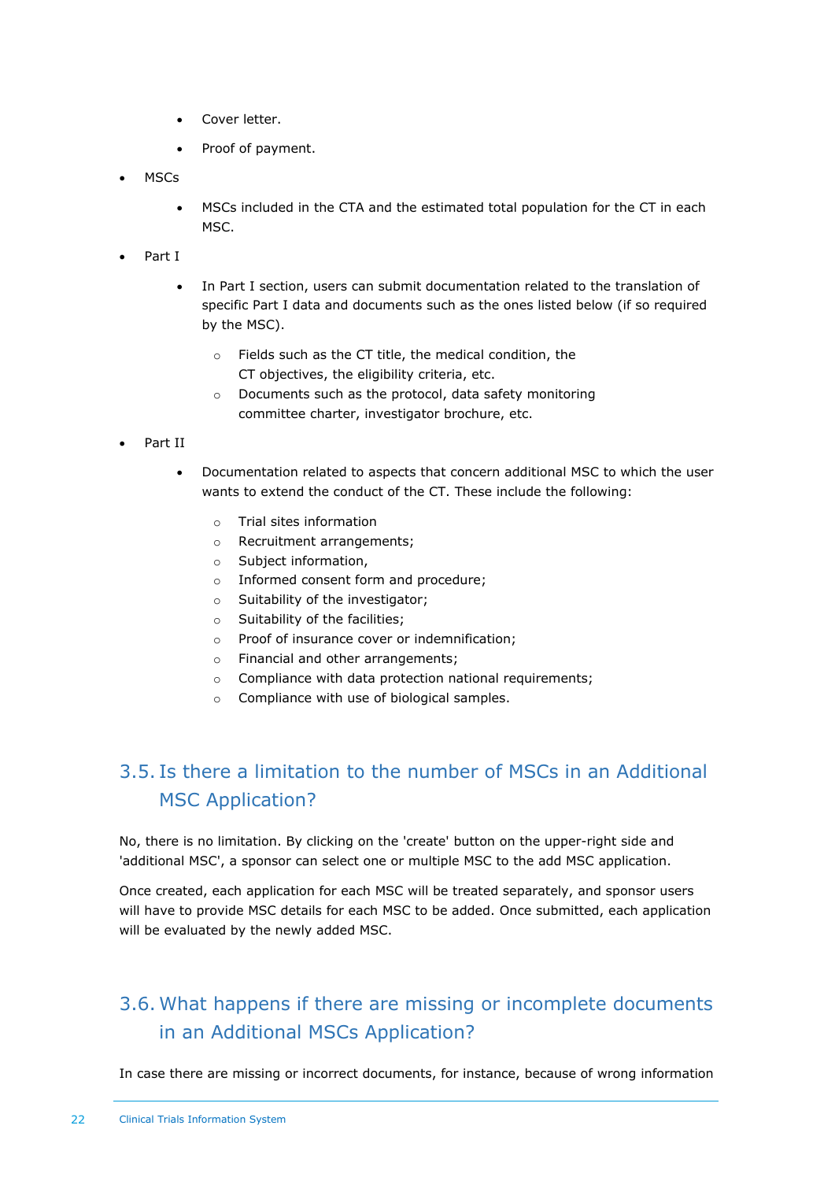- Cover letter.
    - Proof of payment.
- MSCs
    - MSCs included in the CTA and the estimated total population for the CT in each MSC.
- Part I
    - In Part I section, users can submit documentation related to the translation of specific Part I data and documents such as the ones listed below (if so required by the MSC).
        - Fields such as the CT title, the medical condition, the CT objectives, the eligibility criteria, etc.
        - Documents such as the protocol, data safety monitoring committee charter, investigator brochure, etc.
- Part II
    - Documentation related to aspects that concern additional MSC to which the user wants to extend the conduct of the CT. These include the following:
        - Trial sites information
        - Recruitment arrangements;
        - Subject information,
        - Informed consent form and procedure;
        - Suitability of the investigator;
        - Suitability of the facilities;
        - Proof of insurance cover or indemnification;
        - Financial and other arrangements;
        - Compliance with data protection national requirements;
        - Compliance with use of biological samples.

## 3.5. Is there a limitation to the number of MSCs in an Additional MSC Application?

No, there is no limitation. By clicking on the 'create' button on the upper-right side and 'additional MSC', a sponsor can select one or multiple MSC to the add MSC application.

Once created, each application for each MSC will be treated separately, and sponsor users will have to provide MSC details for each MSC to be added. Once submitted, each application will be evaluated by the newly added MSC.

## 3.6. What happens if there are missing or incomplete documents in an Additional MSCs Application?

In case there are missing or incorrect documents, for instance, because of wrong information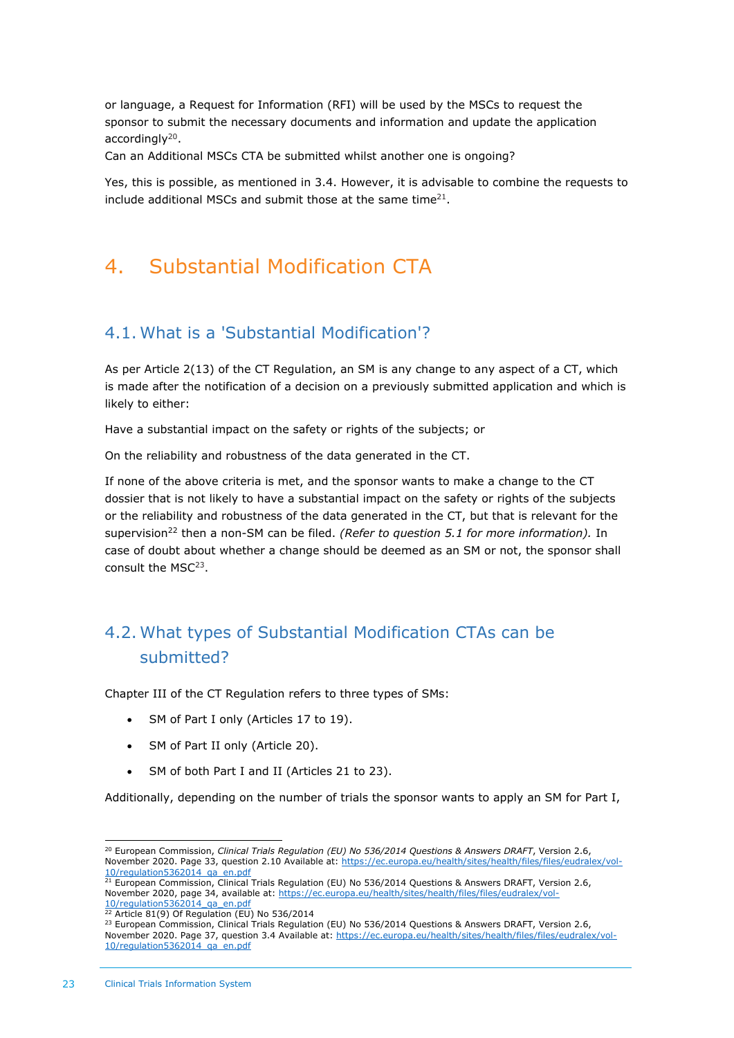or language, a Request for Information (RFI) will be used by the MSCs to request the sponsor to submit the necessary documents and information and update the application accordingly[20].

Can an Additional MSCs CTA be submitted whilst another one is ongoing?

Yes, this is possible, as mentioned in 3.4. However, it is advisable to combine the requests to include additional MSCs and submit those at the same time[21].

# 4. Substantial Modification CTA

## 4.1. What is a 'Substantial Modification'?

As per Article 2(13) of the CT Regulation, an SM is any change to any aspect of a CT, which is made after the notification of a decision on a previously submitted application and which is likely to either:

Have a substantial impact on the safety or rights of the subjects; or

On the reliability and robustness of the data generated in the CT.

If none of the above criteria is met, and the sponsor wants to make a change to the CT dossier that is not likely to have a substantial impact on the safety or rights of the subjects or the reliability and robustness of the data generated in the CT, but that is relevant for the supervision[22] then a non-SM can be filed. *(Refer to question 5.1 for more information).* In case of doubt about whether a change should be deemed as an SM or not, the sponsor shall consult the MSC[23].

## 4.2. What types of Substantial Modification CTAs can be submitted?

Chapter III of the CT Regulation refers to three types of SMs:

- SM of Part I only (Articles 17 to 19).
- SM of Part II only (Article 20).
- SM of both Part I and II (Articles 21 to 23).

Additionally, depending on the number of trials the sponsor wants to apply an SM for Part I,

---

[20] European Commission, *Clinical Trials Regulation (EU) No 536/2014 Questions & Answers DRAFT*, Version 2.6, November 2020. Page 33, question 2.10 Available at: https://ec.europa.eu/health/sites/health/files/files/eudralex/vol-10/regulation5362014_qa_en.pdf

[21] European Commission, Clinical Trials Regulation (EU) No 536/2014 Questions & Answers DRAFT, Version 2.6, November 2020, page 34, available at: https://ec.europa.eu/health/sites/health/files/files/eudralex/vol-10/regulation5362014_qa_en.pdf

[22] Article 81(9) Of Regulation (EU) No 536/2014

[23] European Commission, Clinical Trials Regulation (EU) No 536/2014 Questions & Answers DRAFT, Version 2.6, November 2020. Page 37, question 3.4 Available at: https://ec.europa.eu/health/sites/health/files/files/eudralex/vol-10/regulation5362014_qa_en.pdf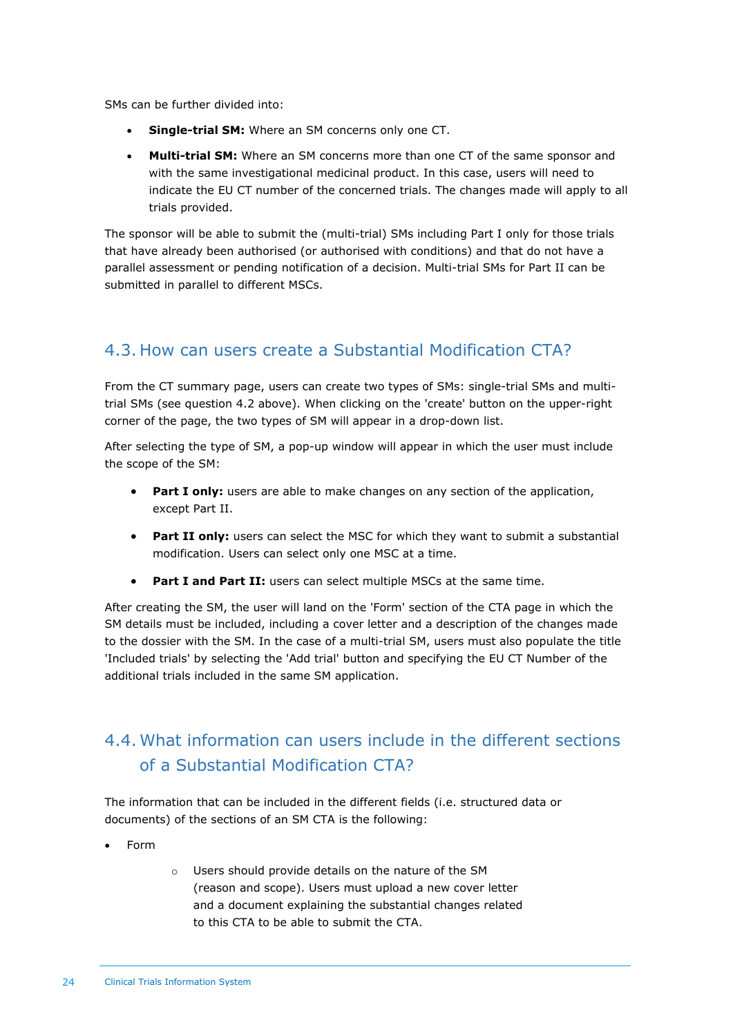SMs can be further divided into:

- **Single-trial SM:** Where an SM concerns only one CT.
- **Multi-trial SM:** Where an SM concerns more than one CT of the same sponsor and with the same investigational medicinal product. In this case, users will need to indicate the EU CT number of the concerned trials. The changes made will apply to all trials provided.

The sponsor will be able to submit the (multi-trial) SMs including Part I only for those trials that have already been authorised (or authorised with conditions) and that do not have a parallel assessment or pending notification of a decision. Multi-trial SMs for Part II can be submitted in parallel to different MSCs.

## 4.3. How can users create a Substantial Modification CTA?

From the CT summary page, users can create two types of SMs: single-trial SMs and multi-trial SMs (see question 4.2 above). When clicking on the 'create' button on the upper-right corner of the page, the two types of SM will appear in a drop-down list.

After selecting the type of SM, a pop-up window will appear in which the user must include the scope of the SM:

- **Part I only:** users are able to make changes on any section of the application, except Part II.
- **Part II only:** users can select the MSC for which they want to submit a substantial modification. Users can select only one MSC at a time.
- **Part I and Part II:** users can select multiple MSCs at the same time.

After creating the SM, the user will land on the 'Form' section of the CTA page in which the SM details must be included, including a cover letter and a description of the changes made to the dossier with the SM. In the case of a multi-trial SM, users must also populate the title 'Included trials' by selecting the 'Add trial' button and specifying the EU CT Number of the additional trials included in the same SM application.

## 4.4. What information can users include in the different sections of a Substantial Modification CTA?

The information that can be included in the different fields (i.e. structured data or documents) of the sections of an SM CTA is the following:

- Form
    - Users should provide details on the nature of the SM (reason and scope). Users must upload a new cover letter and a document explaining the substantial changes related to this CTA to be able to submit the CTA.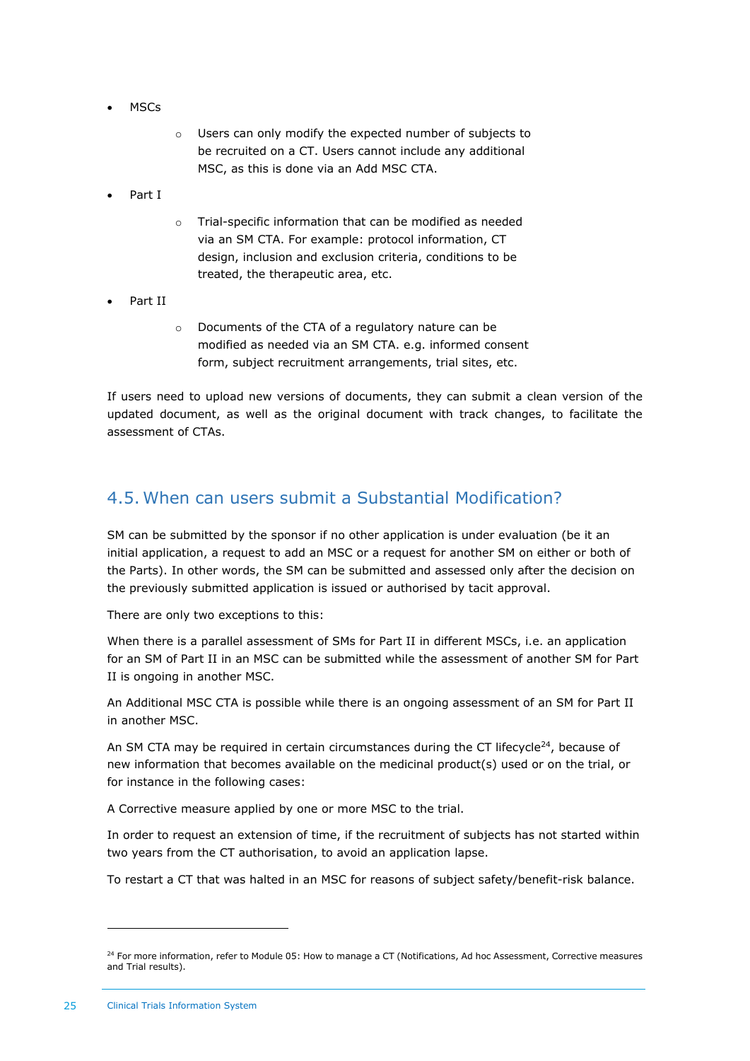- MSCs
    - Users can only modify the expected number of subjects to be recruited on a CT. Users cannot include any additional MSC, as this is done via an Add MSC CTA.
- Part I
    - Trial-specific information that can be modified as needed via an SM CTA. For example: protocol information, CT design, inclusion and exclusion criteria, conditions to be treated, the therapeutic area, etc.
- Part II
    - Documents of the CTA of a regulatory nature can be modified as needed via an SM CTA. e.g. informed consent form, subject recruitment arrangements, trial sites, etc.

If users need to upload new versions of documents, they can submit a clean version of the updated document, as well as the original document with track changes, to facilitate the assessment of CTAs.

## 4.5. When can users submit a Substantial Modification?

SM can be submitted by the sponsor if no other application is under evaluation (be it an initial application, a request to add an MSC or a request for another SM on either or both of the Parts). In other words, the SM can be submitted and assessed only after the decision on the previously submitted application is issued or authorised by tacit approval.

There are only two exceptions to this:

When there is a parallel assessment of SMs for Part II in different MSCs, i.e. an application for an SM of Part II in an MSC can be submitted while the assessment of another SM for Part II is ongoing in another MSC.

An Additional MSC CTA is possible while there is an ongoing assessment of an SM for Part II in another MSC.

An SM CTA may be required in certain circumstances during the CT lifecycle[24], because of new information that becomes available on the medicinal product(s) used or on the trial, or for instance in the following cases:

A Corrective measure applied by one or more MSC to the trial.

In order to request an extension of time, if the recruitment of subjects has not started within two years from the CT authorisation, to avoid an application lapse.

To restart a CT that was halted in an MSC for reasons of subject safety/benefit-risk balance.

[24] For more information, refer to Module 05: How to manage a CT (Notifications, Ad hoc Assessment, Corrective measures and Trial results).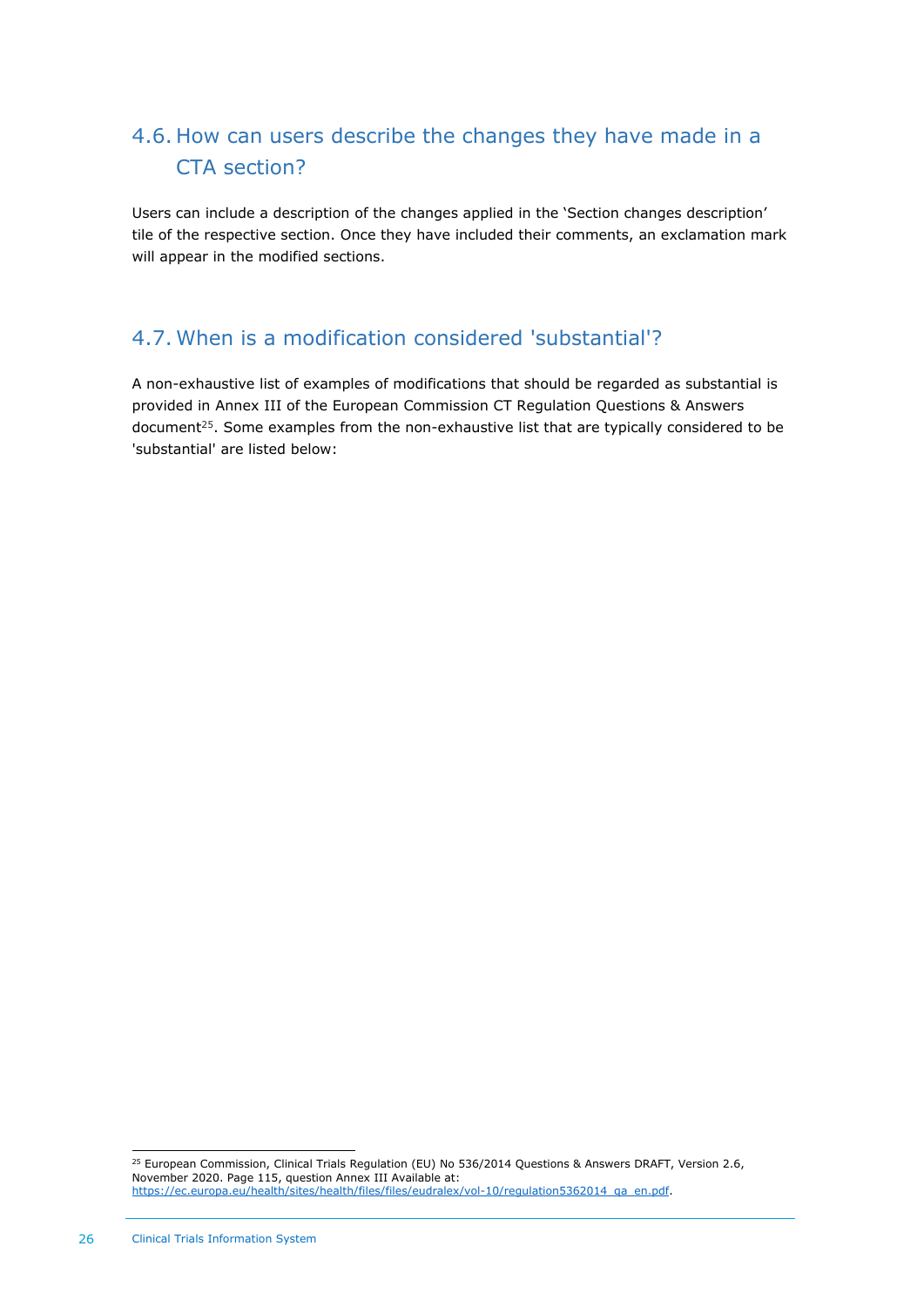## 4.6. How can users describe the changes they have made in a CTA section?

Users can include a description of the changes applied in the 'Section changes description' tile of the respective section. Once they have included their comments, an exclamation mark will appear in the modified sections.

## 4.7. When is a modification considered 'substantial'?

A non-exhaustive list of examples of modifications that should be regarded as substantial is provided in Annex III of the European Commission CT Regulation Questions & Answers document[25]. Some examples from the non-exhaustive list that are typically considered to be 'substantial' are listed below:

---

[25] European Commission, Clinical Trials Regulation (EU) No 536/2014 Questions & Answers DRAFT, Version 2.6, November 2020. Page 115, question Annex III Available at: https://ec.europa.eu/health/sites/health/files/files/eudralex/vol-10/regulation5362014_qa_en.pdf.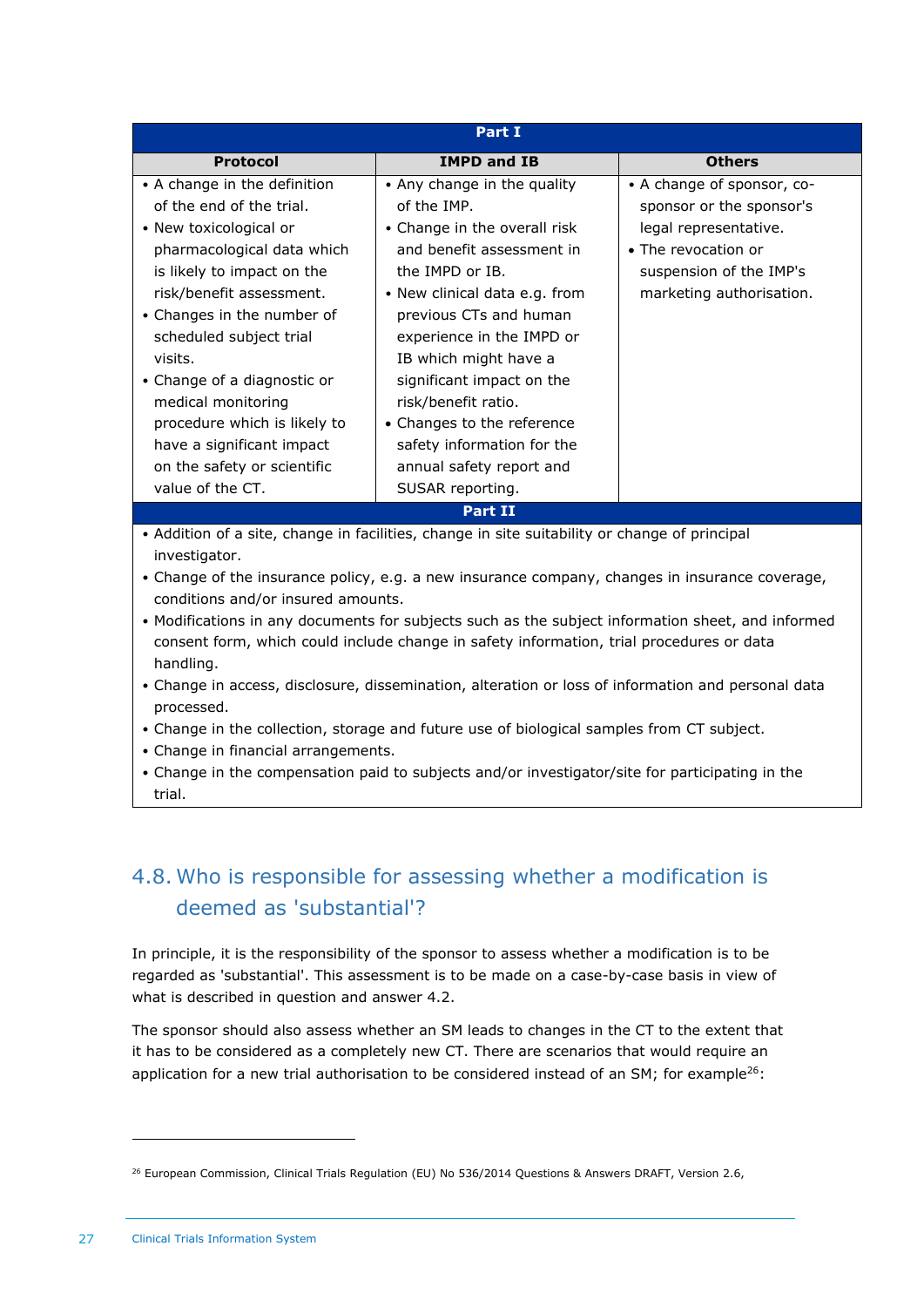| Part I | | |
|---|---|---|
| **Protocol** | **IMPD and IB** | **Others** |
| • A change in the definition of the end of the trial.<br>• New toxicological or pharmacological data which is likely to impact on the risk/benefit assessment.<br>• Changes in the number of scheduled subject trial visits.<br>• Change of a diagnostic or medical monitoring procedure which is likely to have a significant impact on the safety or scientific value of the CT. | • Any change in the quality of the IMP.<br>• Change in the overall risk and benefit assessment in the IMPD or IB.<br>• New clinical data e.g. from previous CTs and human experience in the IMPD or IB which might have a significant impact on the risk/benefit ratio.<br>• Changes to the reference safety information for the annual safety report and SUSAR reporting. | • A change of sponsor, co-sponsor or the sponsor's legal representative.<br>• The revocation or suspension of the IMP's marketing authorisation. |

| Part II |
|---|
| • Addition of a site, change in facilities, change in site suitability or change of principal investigator.<br>• Change of the insurance policy, e.g. a new insurance company, changes in insurance coverage, conditions and/or insured amounts.<br>• Modifications in any documents for subjects such as the subject information sheet, and informed consent form, which could include change in safety information, trial procedures or data handling.<br>• Change in access, disclosure, dissemination, alteration or loss of information and personal data processed.<br>• Change in the collection, storage and future use of biological samples from CT subject.<br>• Change in financial arrangements.<br>• Change in the compensation paid to subjects and/or investigator/site for participating in the trial. |

## 4.8. Who is responsible for assessing whether a modification is deemed as 'substantial'?

In principle, it is the responsibility of the sponsor to assess whether a modification is to be regarded as 'substantial'. This assessment is to be made on a case-by-case basis in view of what is described in question and answer 4.2.

The sponsor should also assess whether an SM leads to changes in the CT to the extent that it has to be considered as a completely new CT. There are scenarios that would require an application for a new trial authorisation to be considered instead of an SM; for example[26]:

[26] European Commission, Clinical Trials Regulation (EU) No 536/2014 Questions & Answers DRAFT, Version 2.6,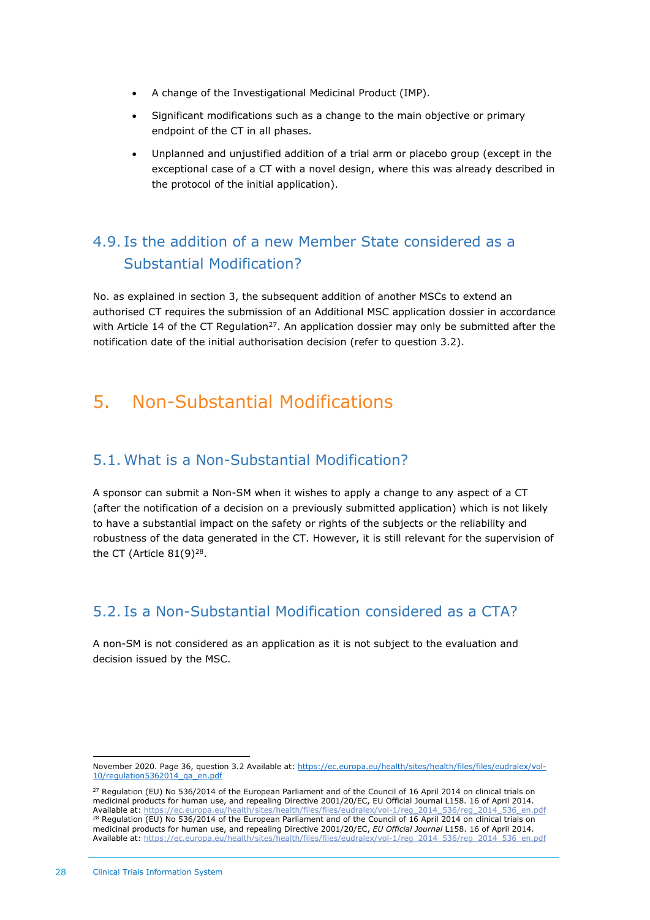- A change of the Investigational Medicinal Product (IMP).
- Significant modifications such as a change to the main objective or primary endpoint of the CT in all phases.
- Unplanned and unjustified addition of a trial arm or placebo group (except in the exceptional case of a CT with a novel design, where this was already described in the protocol of the initial application).

## 4.9. Is the addition of a new Member State considered as a Substantial Modification?

No. as explained in section 3, the subsequent addition of another MSCs to extend an authorised CT requires the submission of an Additional MSC application dossier in accordance with Article 14 of the CT Regulation[27]. An application dossier may only be submitted after the notification date of the initial authorisation decision (refer to question 3.2).

# 5. Non-Substantial Modifications

## 5.1. What is a Non-Substantial Modification?

A sponsor can submit a Non-SM when it wishes to apply a change to any aspect of a CT (after the notification of a decision on a previously submitted application) which is not likely to have a substantial impact on the safety or rights of the subjects or the reliability and robustness of the data generated in the CT. However, it is still relevant for the supervision of the CT (Article 81(9)[28].

## 5.2. Is a Non-Substantial Modification considered as a CTA?

A non-SM is not considered as an application as it is not subject to the evaluation and decision issued by the MSC.

---

November 2020. Page 36, question 3.2 Available at: https://ec.europa.eu/health/sites/health/files/files/eudralex/vol-10/regulation5362014_qa_en.pdf

[27] Regulation (EU) No 536/2014 of the European Parliament and of the Council of 16 April 2014 on clinical trials on medicinal products for human use, and repealing Directive 2001/20/EC, EU Official Journal L158. 16 of April 2014. Available at: https://ec.europa.eu/health/sites/health/files/files/eudralex/vol-1/reg_2014_536/reg_2014_536_en.pdf

[28] Regulation (EU) No 536/2014 of the European Parliament and of the Council of 16 April 2014 on clinical trials on medicinal products for human use, and repealing Directive 2001/20/EC, *EU Official Journal* L158. 16 of April 2014. Available at: https://ec.europa.eu/health/sites/health/files/files/eudralex/vol-1/reg_2014_536/reg_2014_536_en.pdf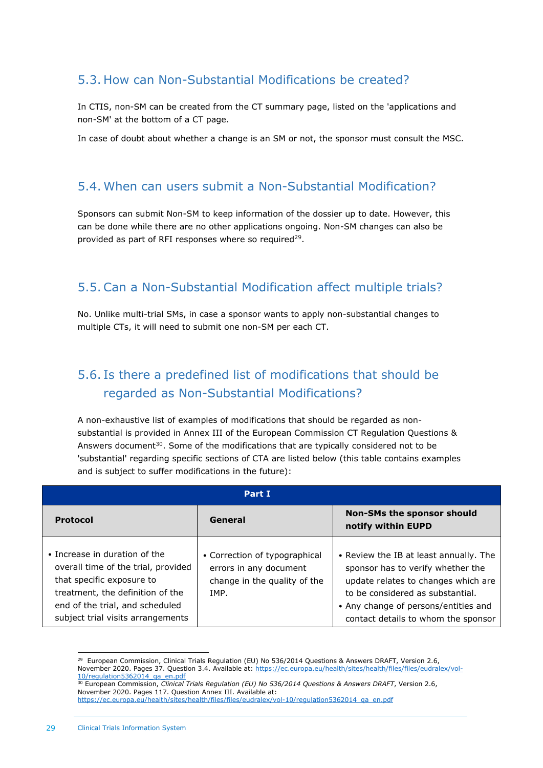## 5.3. How can Non-Substantial Modifications be created?

In CTIS, non-SM can be created from the CT summary page, listed on the 'applications and non-SM' at the bottom of a CT page.

In case of doubt about whether a change is an SM or not, the sponsor must consult the MSC.

## 5.4. When can users submit a Non-Substantial Modification?

Sponsors can submit Non-SM to keep information of the dossier up to date. However, this can be done while there are no other applications ongoing. Non-SM changes can also be provided as part of RFI responses where so required[29].

## 5.5. Can a Non-Substantial Modification affect multiple trials?

No. Unlike multi-trial SMs, in case a sponsor wants to apply non-substantial changes to multiple CTs, it will need to submit one non-SM per each CT.

## 5.6. Is there a predefined list of modifications that should be regarded as Non-Substantial Modifications?

A non-exhaustive list of examples of modifications that should be regarded as non-substantial is provided in Annex III of the European Commission CT Regulation Questions & Answers document[30]. Some of the modifications that are typically considered not to be 'substantial' regarding specific sections of CTA are listed below (this table contains examples and is subject to suffer modifications in the future):

| Part I | | |
|---|---|---|
| **Protocol** | **General** | **Non-SMs the sponsor should notify within EUPD** |
| • Increase in duration of the overall time of the trial, provided that specific exposure to treatment, the definition of the end of the trial, and scheduled subject trial visits arrangements | • Correction of typographical errors in any document change in the quality of the IMP. | • Review the IB at least annually. The sponsor has to verify whether the update relates to changes which are to be considered as substantial.<br>• Any change of persons/entities and contact details to whom the sponsor |

[29] European Commission, Clinical Trials Regulation (EU) No 536/2014 Questions & Answers DRAFT, Version 2.6, November 2020. Pages 37. Question 3.4. Available at: https://ec.europa.eu/health/sites/health/files/files/eudralex/vol-10/regulation5362014_qa_en.pdf

[30] European Commission, *Clinical Trials Regulation (EU) No 536/2014 Questions & Answers DRAFT*, Version 2.6, November 2020. Pages 117. Question Annex III. Available at: https://ec.europa.eu/health/sites/health/files/files/eudralex/vol-10/regulation5362014_qa_en.pdf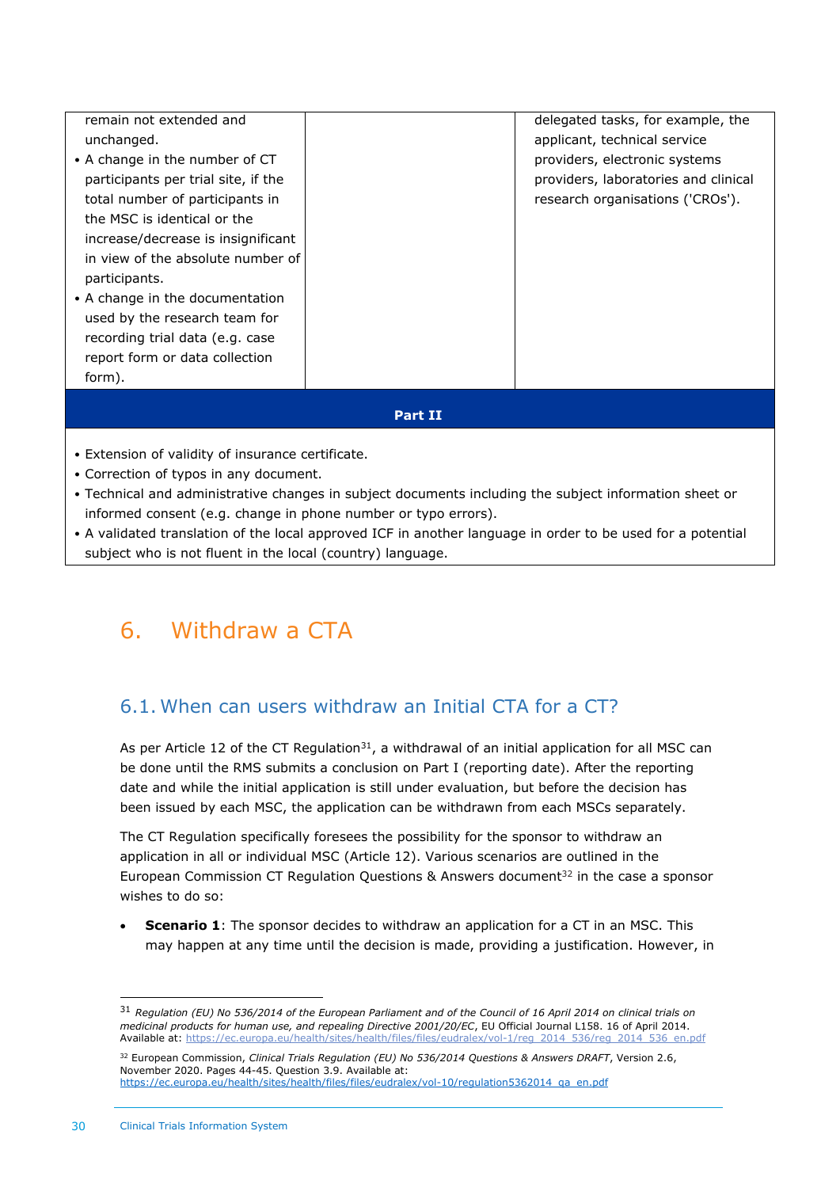| | | |
|---|---|---|
| remain not extended and unchanged.<br>• A change in the number of CT participants per trial site, if the total number of participants in the MSC is identical or the increase/decrease is insignificant in view of the absolute number of participants.<br>• A change in the documentation used by the research team for recording trial data (e.g. case report form or data collection form). | | delegated tasks, for example, the applicant, technical service providers, electronic systems providers, laboratories and clinical research organisations ('CROs'). |
| **Part II** | | |
| • Extension of validity of insurance certificate.<br>• Correction of typos in any document.<br>• Technical and administrative changes in subject documents including the subject information sheet or informed consent (e.g. change in phone number or typo errors).<br>• A validated translation of the local approved ICF in another language in order to be used for a potential subject who is not fluent in the local (country) language. | | |

# 6. Withdraw a CTA

## 6.1. When can users withdraw an Initial CTA for a CT?

As per Article 12 of the CT Regulation[31], a withdrawal of an initial application for all MSC can be done until the RMS submits a conclusion on Part I (reporting date). After the reporting date and while the initial application is still under evaluation, but before the decision has been issued by each MSC, the application can be withdrawn from each MSCs separately.

The CT Regulation specifically foresees the possibility for the sponsor to withdraw an application in all or individual MSC (Article 12). Various scenarios are outlined in the European Commission CT Regulation Questions & Answers document[32] in the case a sponsor wishes to do so:

- **Scenario 1**: The sponsor decides to withdraw an application for a CT in an MSC. This may happen at any time until the decision is made, providing a justification. However, in

---

[31] *Regulation (EU) No 536/2014 of the European Parliament and of the Council of 16 April 2014 on clinical trials on medicinal products for human use, and repealing Directive 2001/20/EC*, EU Official Journal L158. 16 of April 2014. Available at: https://ec.europa.eu/health/sites/health/files/files/eudralex/vol-1/reg_2014_536/reg_2014_536_en.pdf

[32] European Commission, *Clinical Trials Regulation (EU) No 536/2014 Questions & Answers DRAFT*, Version 2.6, November 2020. Pages 44-45. Question 3.9. Available at: https://ec.europa.eu/health/sites/health/files/files/eudralex/vol-10/regulation5362014_qa_en.pdf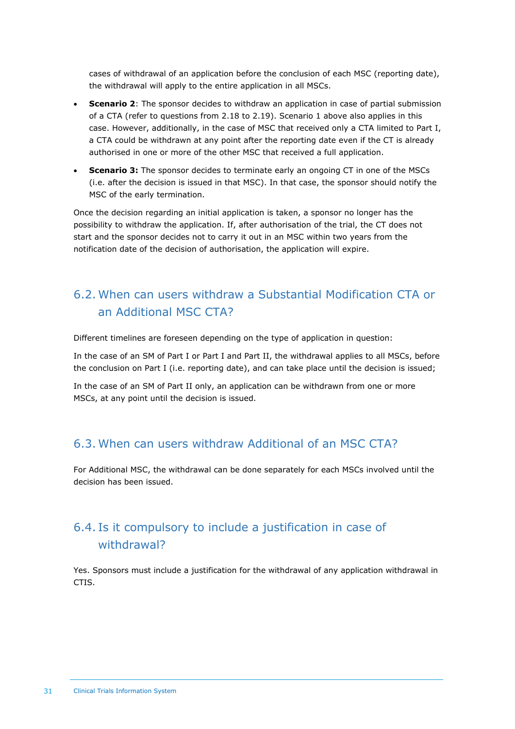cases of withdrawal of an application before the conclusion of each MSC (reporting date), the withdrawal will apply to the entire application in all MSCs.

- **Scenario 2**: The sponsor decides to withdraw an application in case of partial submission of a CTA (refer to questions from 2.18 to 2.19). Scenario 1 above also applies in this case. However, additionally, in the case of MSC that received only a CTA limited to Part I, a CTA could be withdrawn at any point after the reporting date even if the CT is already authorised in one or more of the other MSC that received a full application.
- **Scenario 3:** The sponsor decides to terminate early an ongoing CT in one of the MSCs (i.e. after the decision is issued in that MSC). In that case, the sponsor should notify the MSC of the early termination.

Once the decision regarding an initial application is taken, a sponsor no longer has the possibility to withdraw the application. If, after authorisation of the trial, the CT does not start and the sponsor decides not to carry it out in an MSC within two years from the notification date of the decision of authorisation, the application will expire.

## 6.2. When can users withdraw a Substantial Modification CTA or an Additional MSC CTA?

Different timelines are foreseen depending on the type of application in question:

In the case of an SM of Part I or Part I and Part II, the withdrawal applies to all MSCs, before the conclusion on Part I (i.e. reporting date), and can take place until the decision is issued;

In the case of an SM of Part II only, an application can be withdrawn from one or more MSCs, at any point until the decision is issued.

## 6.3. When can users withdraw Additional of an MSC CTA?

For Additional MSC, the withdrawal can be done separately for each MSCs involved until the decision has been issued.

## 6.4. Is it compulsory to include a justification in case of withdrawal?

Yes. Sponsors must include a justification for the withdrawal of any application withdrawal in CTIS.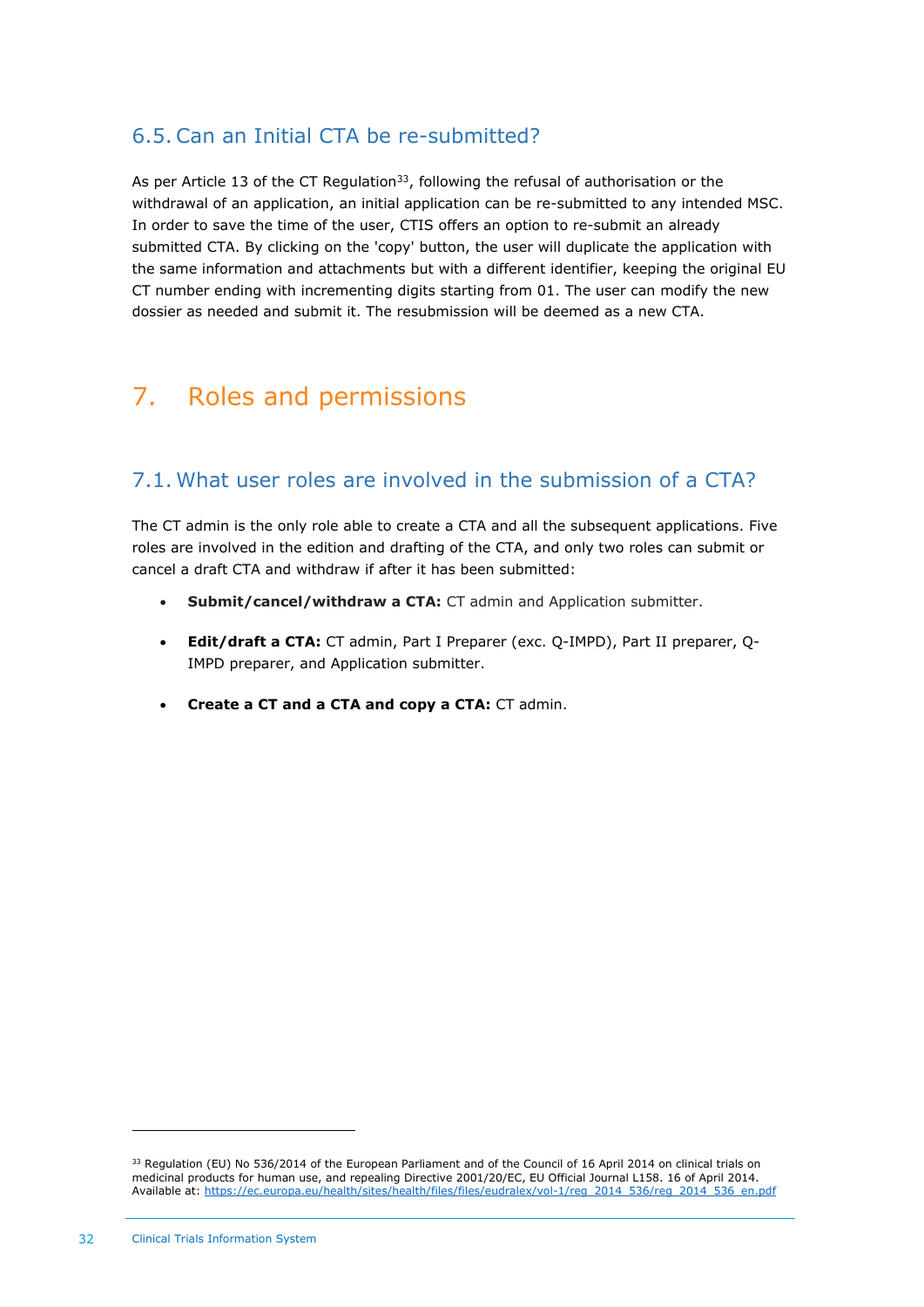## 6.5. Can an Initial CTA be re-submitted?

As per Article 13 of the CT Regulation[33], following the refusal of authorisation or the withdrawal of an application, an initial application can be re-submitted to any intended MSC. In order to save the time of the user, CTIS offers an option to re-submit an already submitted CTA. By clicking on the 'copy' button, the user will duplicate the application with the same information and attachments but with a different identifier, keeping the original EU CT number ending with incrementing digits starting from 01. The user can modify the new dossier as needed and submit it. The resubmission will be deemed as a new CTA.

# 7. Roles and permissions

## 7.1. What user roles are involved in the submission of a CTA?

The CT admin is the only role able to create a CTA and all the subsequent applications. Five roles are involved in the edition and drafting of the CTA, and only two roles can submit or cancel a draft CTA and withdraw if after it has been submitted:

- **Submit/cancel/withdraw a CTA:** CT admin and Application submitter.
- **Edit/draft a CTA:** CT admin, Part I Preparer (exc. Q-IMPD), Part II preparer, Q-IMPD preparer, and Application submitter.
- **Create a CT and a CTA and copy a CTA:** CT admin.

---

[33] Regulation (EU) No 536/2014 of the European Parliament and of the Council of 16 April 2014 on clinical trials on medicinal products for human use, and repealing Directive 2001/20/EC, EU Official Journal L158. 16 of April 2014. Available at: https://ec.europa.eu/health/sites/health/files/files/eudralex/vol-1/reg_2014_536/reg_2014_536_en.pdf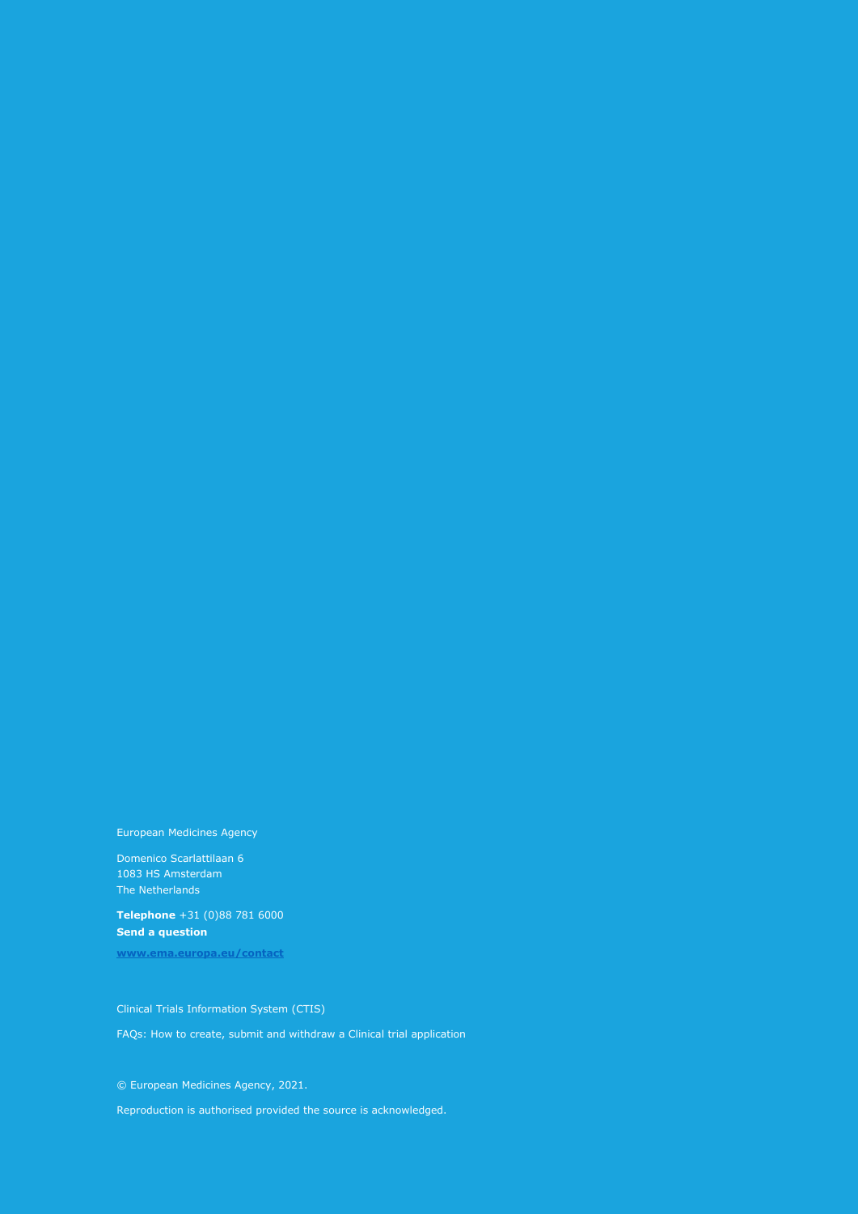European Medicines Agency

Domenico Scarlattilaan 6
1083 HS Amsterdam
The Netherlands

**Telephone** +31 (0)88 781 6000
**Send a question**

www.ema.europa.eu/contact

Clinical Trials Information System (CTIS)

FAQs: How to create, submit and withdraw a Clinical trial application

© European Medicines Agency, 2021.

Reproduction is authorised provided the source is acknowledged.